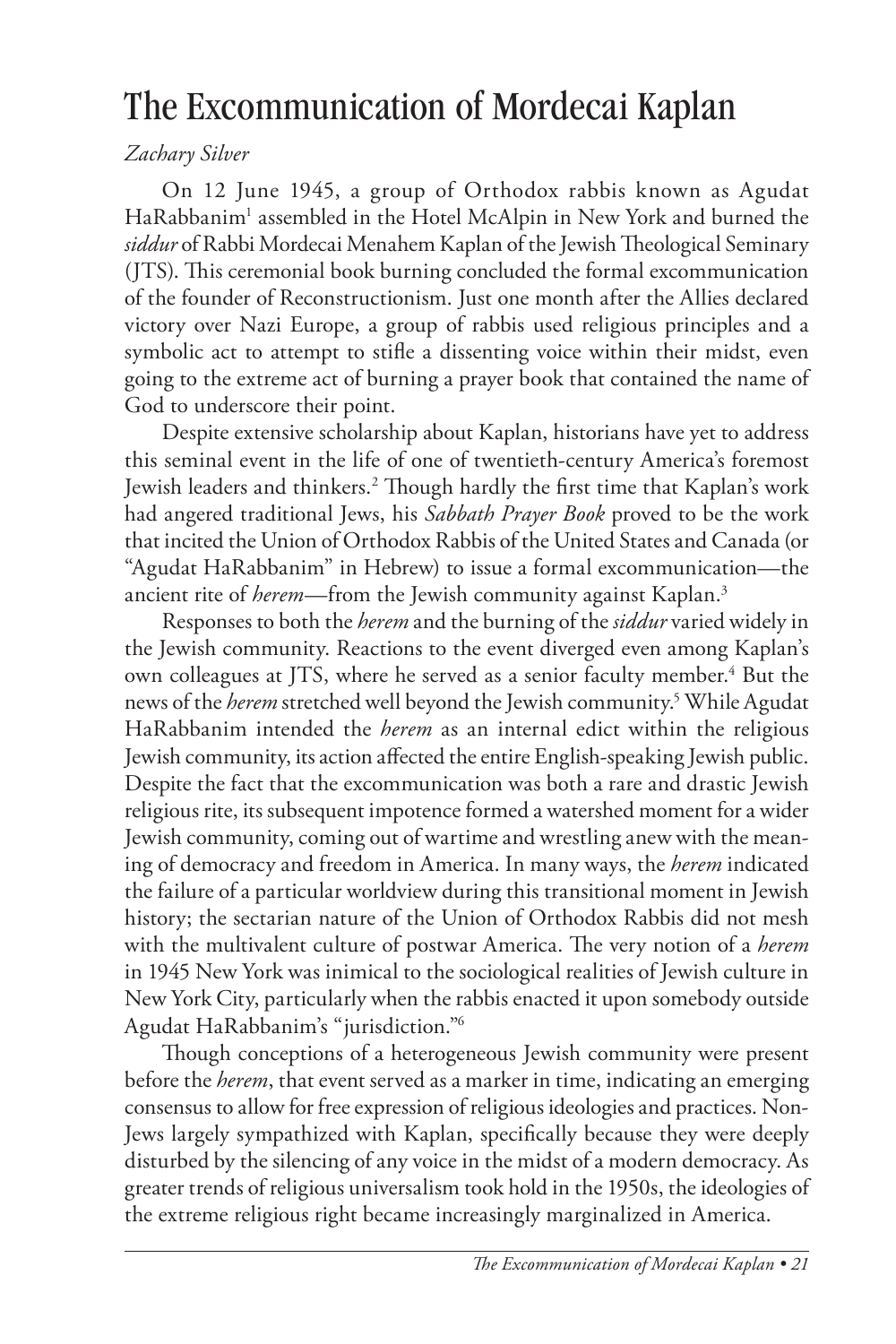# The Excommunication of Mordecai Kaplan

*Zachary Silver*

On 12 June 1945, a group of Orthodox rabbis known as Agudat HaRabbanim[1] assembled in the Hotel McAlpin in New York and burned the *siddur* of Rabbi Mordecai Menahem Kaplan of the Jewish Theological Seminary (JTS). This ceremonial book burning concluded the formal excommunication of the founder of Reconstructionism. Just one month after the Allies declared victory over Nazi Europe, a group of rabbis used religious principles and a symbolic act to attempt to stifle a dissenting voice within their midst, even going to the extreme act of burning a prayer book that contained the name of God to underscore their point.

Despite extensive scholarship about Kaplan, historians have yet to address this seminal event in the life of one of twentieth-century America's foremost Jewish leaders and thinkers.[2] Though hardly the first time that Kaplan's work had angered traditional Jews, his *Sabbath Prayer Book* proved to be the work that incited the Union of Orthodox Rabbis of the United States and Canada (or "Agudat HaRabbanim" in Hebrew) to issue a formal excommunication—the ancient rite of *herem*—from the Jewish community against Kaplan.[3]

Responses to both the *herem* and the burning of the *siddur* varied widely in the Jewish community. Reactions to the event diverged even among Kaplan's own colleagues at JTS, where he served as a senior faculty member.[4] But the news of the *herem* stretched well beyond the Jewish community.[5] While Agudat HaRabbanim intended the *herem* as an internal edict within the religious Jewish community, its action affected the entire English-speaking Jewish public. Despite the fact that the excommunication was both a rare and drastic Jewish religious rite, its subsequent impotence formed a watershed moment for a wider Jewish community, coming out of wartime and wrestling anew with the meaning of democracy and freedom in America. In many ways, the *herem* indicated the failure of a particular worldview during this transitional moment in Jewish history; the sectarian nature of the Union of Orthodox Rabbis did not mesh with the multivalent culture of postwar America. The very notion of a *herem* in 1945 New York was inimical to the sociological realities of Jewish culture in New York City, particularly when the rabbis enacted it upon somebody outside Agudat HaRabbanim's "jurisdiction."[6]

Though conceptions of a heterogeneous Jewish community were present before the *herem*, that event served as a marker in time, indicating an emerging consensus to allow for free expression of religious ideologies and practices. Non-Jews largely sympathized with Kaplan, specifically because they were deeply disturbed by the silencing of any voice in the midst of a modern democracy. As greater trends of religious universalism took hold in the 1950s, the ideologies of the extreme religious right became increasingly marginalized in America.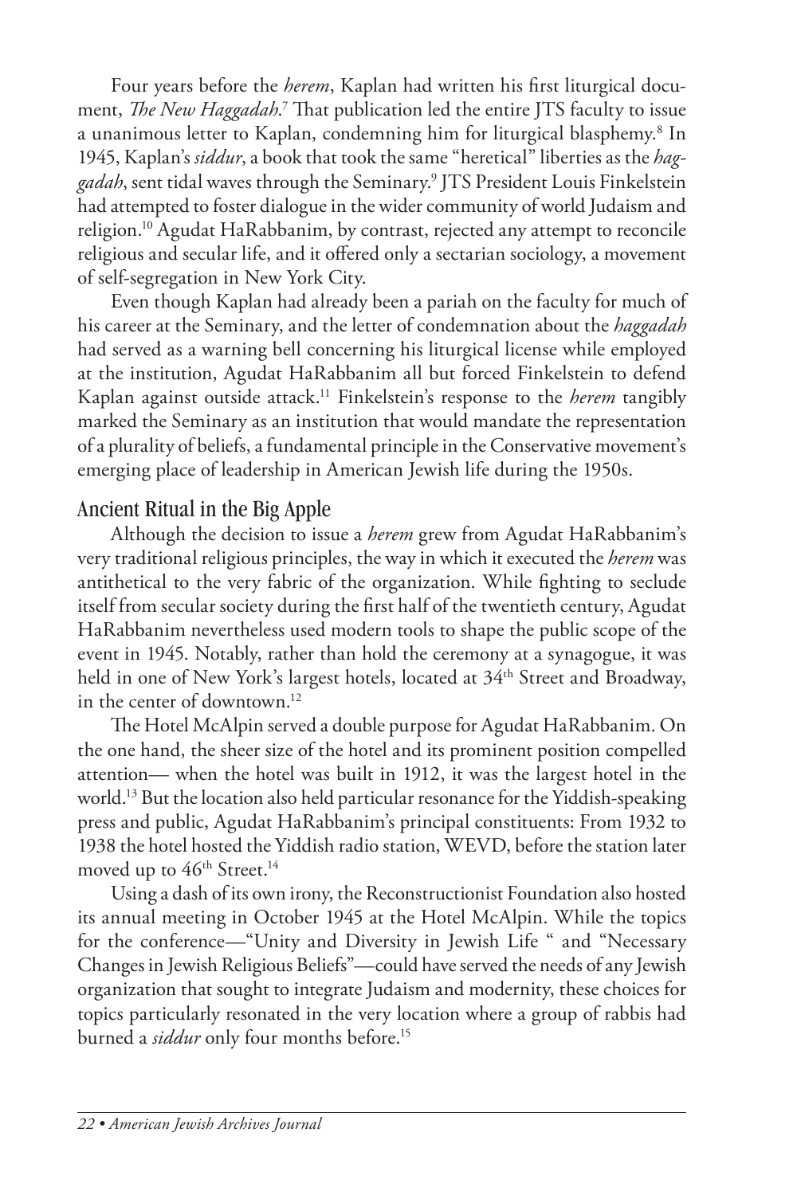Four years before the *herem*, Kaplan had written his first liturgical document, *The New Haggadah*.[7] That publication led the entire JTS faculty to issue a unanimous letter to Kaplan, condemning him for liturgical blasphemy.[8] In 1945, Kaplan's *siddur*, a book that took the same "heretical" liberties as the *haggadah*, sent tidal waves through the Seminary.[9] JTS President Louis Finkelstein had attempted to foster dialogue in the wider community of world Judaism and religion.[10] Agudat HaRabbanim, by contrast, rejected any attempt to reconcile religious and secular life, and it offered only a sectarian sociology, a movement of self-segregation in New York City.

Even though Kaplan had already been a pariah on the faculty for much of his career at the Seminary, and the letter of condemnation about the *haggadah* had served as a warning bell concerning his liturgical license while employed at the institution, Agudat HaRabbanim all but forced Finkelstein to defend Kaplan against outside attack.[11] Finkelstein's response to the *herem* tangibly marked the Seminary as an institution that would mandate the representation of a plurality of beliefs, a fundamental principle in the Conservative movement's emerging place of leadership in American Jewish life during the 1950s.

## Ancient Ritual in the Big Apple

Although the decision to issue a *herem* grew from Agudat HaRabbanim's very traditional religious principles, the way in which it executed the *herem* was antithetical to the very fabric of the organization. While fighting to seclude itself from secular society during the first half of the twentieth century, Agudat HaRabbanim nevertheless used modern tools to shape the public scope of the event in 1945. Notably, rather than hold the ceremony at a synagogue, it was held in one of New York's largest hotels, located at 34th Street and Broadway, in the center of downtown.[12]

The Hotel McAlpin served a double purpose for Agudat HaRabbanim. On the one hand, the sheer size of the hotel and its prominent position compelled attention— when the hotel was built in 1912, it was the largest hotel in the world.[13] But the location also held particular resonance for the Yiddish-speaking press and public, Agudat HaRabbanim's principal constituents: From 1932 to 1938 the hotel hosted the Yiddish radio station, WEVD, before the station later moved up to 46th Street.[14]

Using a dash of its own irony, the Reconstructionist Foundation also hosted its annual meeting in October 1945 at the Hotel McAlpin. While the topics for the conference—"Unity and Diversity in Jewish Life " and "Necessary Changes in Jewish Religious Beliefs"—could have served the needs of any Jewish organization that sought to integrate Judaism and modernity, these choices for topics particularly resonated in the very location where a group of rabbis had burned a *siddur* only four months before.[15]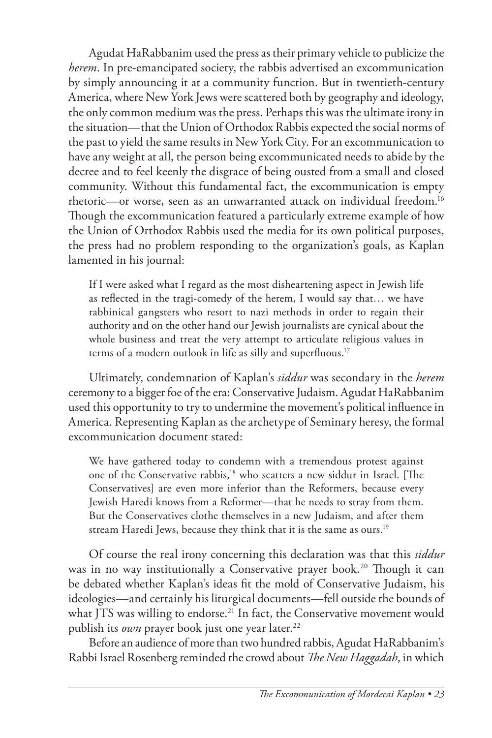Agudat HaRabbanim used the press as their primary vehicle to publicize the *herem*. In pre-emancipated society, the rabbis advertised an excommunication by simply announcing it at a community function. But in twentieth-century America, where New York Jews were scattered both by geography and ideology, the only common medium was the press. Perhaps this was the ultimate irony in the situation—that the Union of Orthodox Rabbis expected the social norms of the past to yield the same results in New York City. For an excommunication to have any weight at all, the person being excommunicated needs to abide by the decree and to feel keenly the disgrace of being ousted from a small and closed community. Without this fundamental fact, the excommunication is empty rhetoric—or worse, seen as an unwarranted attack on individual freedom.[16] Though the excommunication featured a particularly extreme example of how the Union of Orthodox Rabbis used the media for its own political purposes, the press had no problem responding to the organization's goals, as Kaplan lamented in his journal:

> If I were asked what I regard as the most disheartening aspect in Jewish life as reflected in the tragi-comedy of the herem, I would say that… we have rabbinical gangsters who resort to nazi methods in order to regain their authority and on the other hand our Jewish journalists are cynical about the whole business and treat the very attempt to articulate religious values in terms of a modern outlook in life as silly and superfluous.[17]

Ultimately, condemnation of Kaplan's *siddur* was secondary in the *herem* ceremony to a bigger foe of the era: Conservative Judaism. Agudat HaRabbanim used this opportunity to try to undermine the movement's political influence in America. Representing Kaplan as the archetype of Seminary heresy, the formal excommunication document stated:

> We have gathered today to condemn with a tremendous protest against one of the Conservative rabbis,[18] who scatters a new siddur in Israel. [The Conservatives] are even more inferior than the Reformers, because every Jewish Haredi knows from a Reformer—that he needs to stray from them. But the Conservatives clothe themselves in a new Judaism, and after them stream Haredi Jews, because they think that it is the same as ours.[19]

Of course the real irony concerning this declaration was that this *siddur* was in no way institutionally a Conservative prayer book.[20] Though it can be debated whether Kaplan's ideas fit the mold of Conservative Judaism, his ideologies—and certainly his liturgical documents—fell outside the bounds of what JTS was willing to endorse.[21] In fact, the Conservative movement would publish its *own* prayer book just one year later.[22]

Before an audience of more than two hundred rabbis, Agudat HaRabbanim's Rabbi Israel Rosenberg reminded the crowd about *The New Haggadah*, in which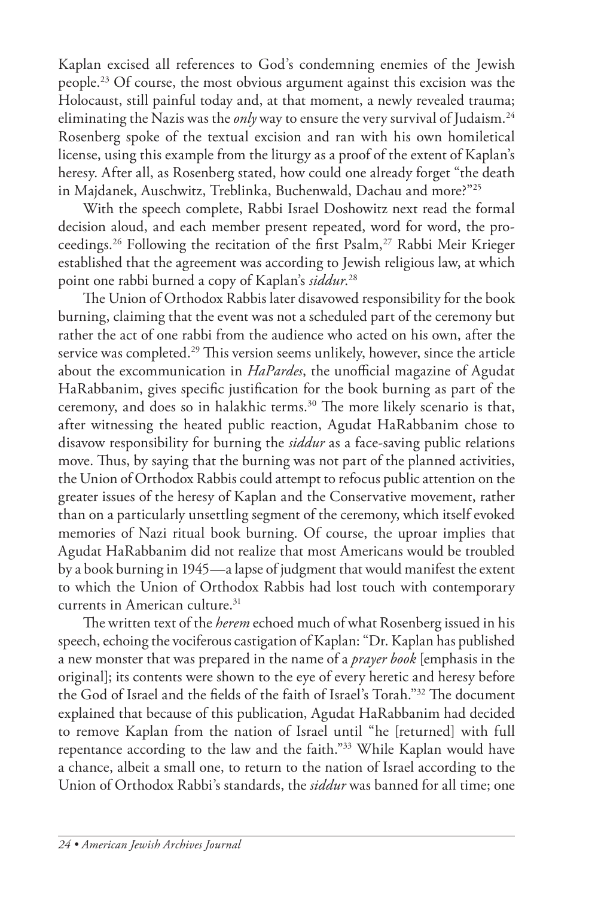Kaplan excised all references to God's condemning enemies of the Jewish people.[23] Of course, the most obvious argument against this excision was the Holocaust, still painful today and, at that moment, a newly revealed trauma; eliminating the Nazis was the *only* way to ensure the very survival of Judaism.[24] Rosenberg spoke of the textual excision and ran with his own homiletical license, using this example from the liturgy as a proof of the extent of Kaplan's heresy. After all, as Rosenberg stated, how could one already forget "the death in Majdanek, Auschwitz, Treblinka, Buchenwald, Dachau and more?"[25]

With the speech complete, Rabbi Israel Doshowitz next read the formal decision aloud, and each member present repeated, word for word, the proceedings.[26] Following the recitation of the first Psalm,[27] Rabbi Meir Krieger established that the agreement was according to Jewish religious law, at which point one rabbi burned a copy of Kaplan's *siddur*.[28]

The Union of Orthodox Rabbis later disavowed responsibility for the book burning, claiming that the event was not a scheduled part of the ceremony but rather the act of one rabbi from the audience who acted on his own, after the service was completed.[29] This version seems unlikely, however, since the article about the excommunication in *HaPardes*, the unofficial magazine of Agudat HaRabbanim, gives specific justification for the book burning as part of the ceremony, and does so in halakhic terms.[30] The more likely scenario is that, after witnessing the heated public reaction, Agudat HaRabbanim chose to disavow responsibility for burning the *siddur* as a face-saving public relations move. Thus, by saying that the burning was not part of the planned activities, the Union of Orthodox Rabbis could attempt to refocus public attention on the greater issues of the heresy of Kaplan and the Conservative movement, rather than on a particularly unsettling segment of the ceremony, which itself evoked memories of Nazi ritual book burning. Of course, the uproar implies that Agudat HaRabbanim did not realize that most Americans would be troubled by a book burning in 1945—a lapse of judgment that would manifest the extent to which the Union of Orthodox Rabbis had lost touch with contemporary currents in American culture.[31]

The written text of the *herem* echoed much of what Rosenberg issued in his speech, echoing the vociferous castigation of Kaplan: "Dr. Kaplan has published a new monster that was prepared in the name of a *prayer book* [emphasis in the original]; its contents were shown to the eye of every heretic and heresy before the God of Israel and the fields of the faith of Israel's Torah."[32] The document explained that because of this publication, Agudat HaRabbanim had decided to remove Kaplan from the nation of Israel until "he [returned] with full repentance according to the law and the faith."[33] While Kaplan would have a chance, albeit a small one, to return to the nation of Israel according to the Union of Orthodox Rabbi's standards, the *siddur* was banned for all time; one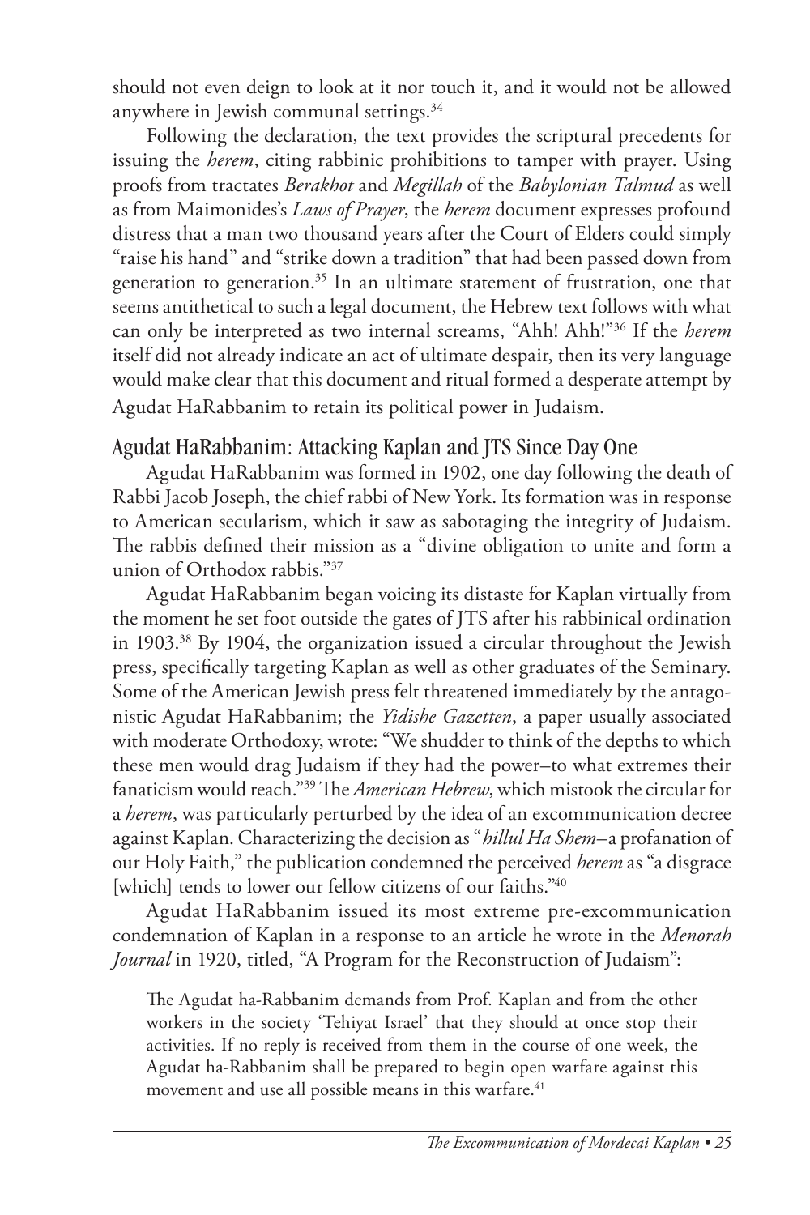should not even deign to look at it nor touch it, and it would not be allowed anywhere in Jewish communal settings.[34]

Following the declaration, the text provides the scriptural precedents for issuing the *herem*, citing rabbinic prohibitions to tamper with prayer. Using proofs from tractates *Berakhot* and *Megillah* of the *Babylonian Talmud* as well as from Maimonides's *Laws of Prayer*, the *herem* document expresses profound distress that a man two thousand years after the Court of Elders could simply "raise his hand" and "strike down a tradition" that had been passed down from generation to generation.[35] In an ultimate statement of frustration, one that seems antithetical to such a legal document, the Hebrew text follows with what can only be interpreted as two internal screams, "Ahh! Ahh!"[36] If the *herem* itself did not already indicate an act of ultimate despair, then its very language would make clear that this document and ritual formed a desperate attempt by Agudat HaRabbanim to retain its political power in Judaism.

## Agudat HaRabbanim: Attacking Kaplan and JTS Since Day One

Agudat HaRabbanim was formed in 1902, one day following the death of Rabbi Jacob Joseph, the chief rabbi of New York. Its formation was in response to American secularism, which it saw as sabotaging the integrity of Judaism. The rabbis defined their mission as a "divine obligation to unite and form a union of Orthodox rabbis."[37]

Agudat HaRabbanim began voicing its distaste for Kaplan virtually from the moment he set foot outside the gates of JTS after his rabbinical ordination in 1903.[38] By 1904, the organization issued a circular throughout the Jewish press, specifically targeting Kaplan as well as other graduates of the Seminary. Some of the American Jewish press felt threatened immediately by the antagonistic Agudat HaRabbanim; the *Yidishe Gazetten*, a paper usually associated with moderate Orthodoxy, wrote: "We shudder to think of the depths to which these men would drag Judaism if they had the power–to what extremes their fanaticism would reach."[39] The *American Hebrew*, which mistook the circular for a *herem*, was particularly perturbed by the idea of an excommunication decree against Kaplan. Characterizing the decision as "*hillul Ha Shem*–a profanation of our Holy Faith," the publication condemned the perceived *herem* as "a disgrace [which] tends to lower our fellow citizens of our faiths."[40]

Agudat HaRabbanim issued its most extreme pre-excommunication condemnation of Kaplan in a response to an article he wrote in the *Menorah Journal* in 1920, titled, "A Program for the Reconstruction of Judaism":

> The Agudat ha-Rabbanim demands from Prof. Kaplan and from the other workers in the society 'Tehiyat Israel' that they should at once stop their activities. If no reply is received from them in the course of one week, the Agudat ha-Rabbanim shall be prepared to begin open warfare against this movement and use all possible means in this warfare.[41]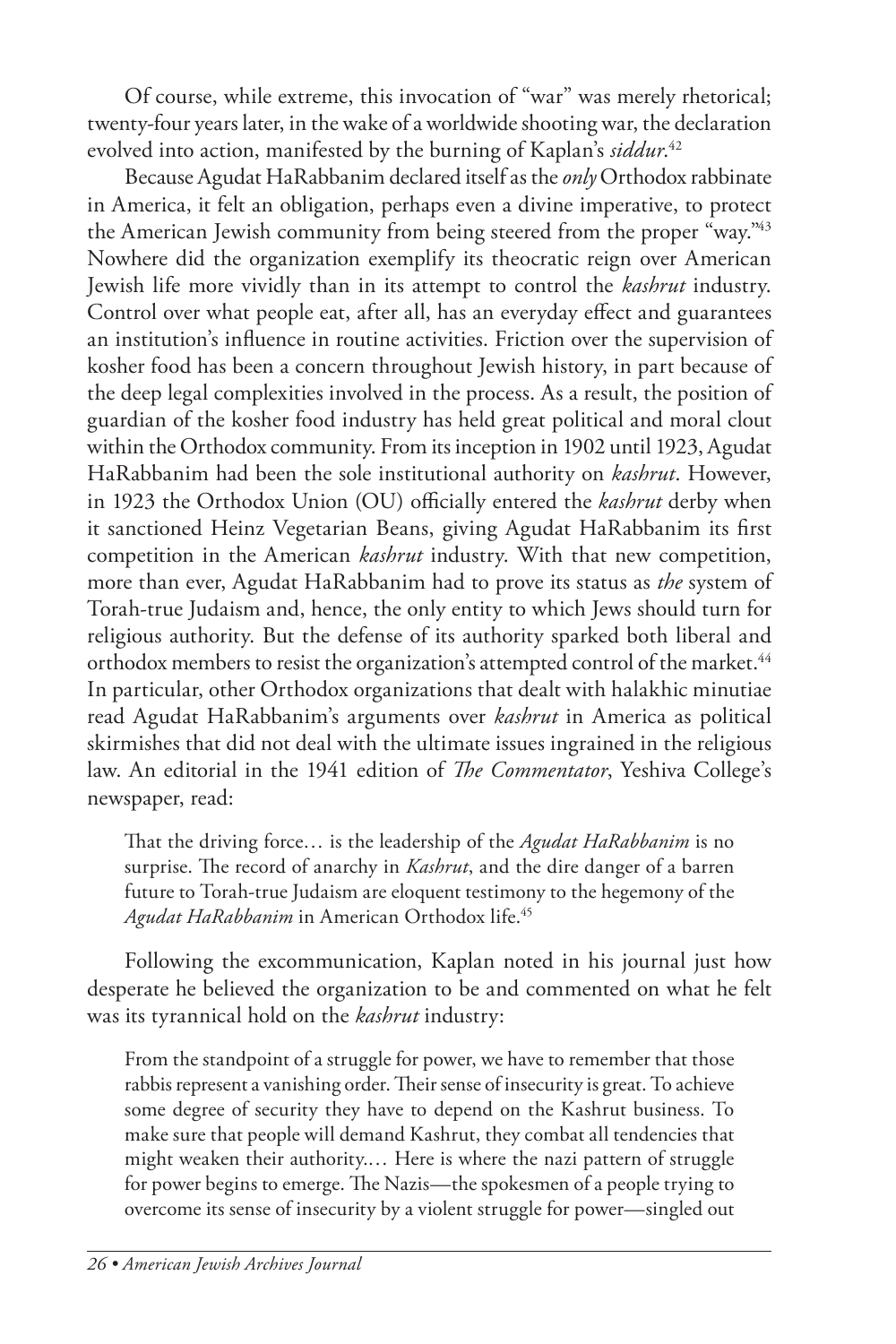Of course, while extreme, this invocation of "war" was merely rhetorical; twenty-four years later, in the wake of a worldwide shooting war, the declaration evolved into action, manifested by the burning of Kaplan's *siddur*.[42]

Because Agudat HaRabbanim declared itself as the *only* Orthodox rabbinate in America, it felt an obligation, perhaps even a divine imperative, to protect the American Jewish community from being steered from the proper "way."[43] Nowhere did the organization exemplify its theocratic reign over American Jewish life more vividly than in its attempt to control the *kashrut* industry. Control over what people eat, after all, has an everyday effect and guarantees an institution's influence in routine activities. Friction over the supervision of kosher food has been a concern throughout Jewish history, in part because of the deep legal complexities involved in the process. As a result, the position of guardian of the kosher food industry has held great political and moral clout within the Orthodox community. From its inception in 1902 until 1923, Agudat HaRabbanim had been the sole institutional authority on *kashrut*. However, in 1923 the Orthodox Union (OU) officially entered the *kashrut* derby when it sanctioned Heinz Vegetarian Beans, giving Agudat HaRabbanim its first competition in the American *kashrut* industry. With that new competition, more than ever, Agudat HaRabbanim had to prove its status as *the* system of Torah-true Judaism and, hence, the only entity to which Jews should turn for religious authority. But the defense of its authority sparked both liberal and orthodox members to resist the organization's attempted control of the market.[44] In particular, other Orthodox organizations that dealt with halakhic minutiae read Agudat HaRabbanim's arguments over *kashrut* in America as political skirmishes that did not deal with the ultimate issues ingrained in the religious law. An editorial in the 1941 edition of *The Commentator*, Yeshiva College's newspaper, read:

> That the driving force… is the leadership of the *Agudat HaRabbanim* is no surprise. The record of anarchy in *Kashrut*, and the dire danger of a barren future to Torah-true Judaism are eloquent testimony to the hegemony of the *Agudat HaRabbanim* in American Orthodox life.[45]

Following the excommunication, Kaplan noted in his journal just how desperate he believed the organization to be and commented on what he felt was its tyrannical hold on the *kashrut* industry:

> From the standpoint of a struggle for power, we have to remember that those rabbis represent a vanishing order. Their sense of insecurity is great. To achieve some degree of security they have to depend on the Kashrut business. To make sure that people will demand Kashrut, they combat all tendencies that might weaken their authority.… Here is where the nazi pattern of struggle for power begins to emerge. The Nazis—the spokesmen of a people trying to overcome its sense of insecurity by a violent struggle for power—singled out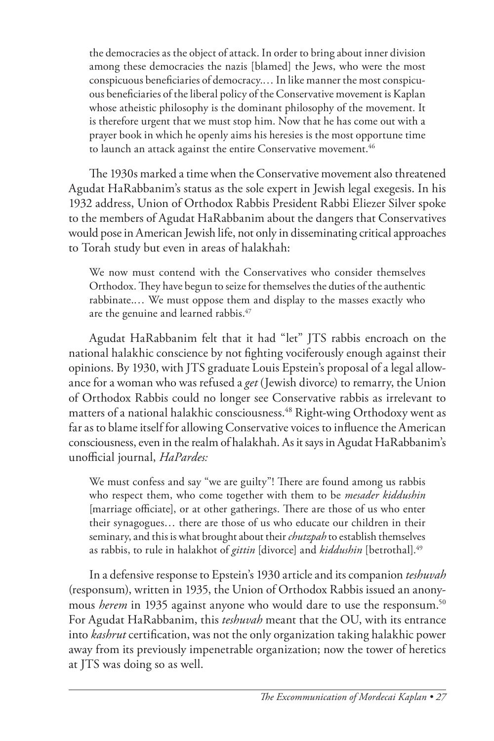> the democracies as the object of attack. In order to bring about inner division among these democracies the nazis [blamed] the Jews, who were the most conspicuous beneficiaries of democracy.… In like manner the most conspicuous beneficiaries of the liberal policy of the Conservative movement is Kaplan whose atheistic philosophy is the dominant philosophy of the movement. It is therefore urgent that we must stop him. Now that he has come out with a prayer book in which he openly aims his heresies is the most opportune time to launch an attack against the entire Conservative movement.[46]

The 1930s marked a time when the Conservative movement also threatened Agudat HaRabbanim's status as the sole expert in Jewish legal exegesis. In his 1932 address, Union of Orthodox Rabbis President Rabbi Eliezer Silver spoke to the members of Agudat HaRabbanim about the dangers that Conservatives would pose in American Jewish life, not only in disseminating critical approaches to Torah study but even in areas of halakhah:

> We now must contend with the Conservatives who consider themselves Orthodox. They have begun to seize for themselves the duties of the authentic rabbinate.… We must oppose them and display to the masses exactly who are the genuine and learned rabbis.[47]

Agudat HaRabbanim felt that it had "let" JTS rabbis encroach on the national halakhic conscience by not fighting vociferously enough against their opinions. By 1930, with JTS graduate Louis Epstein's proposal of a legal allowance for a woman who was refused a *get* (Jewish divorce) to remarry, the Union of Orthodox Rabbis could no longer see Conservative rabbis as irrelevant to matters of a national halakhic consciousness.[48] Right-wing Orthodoxy went as far as to blame itself for allowing Conservative voices to influence the American consciousness, even in the realm of halakhah. As it says in Agudat HaRabbanim's unofficial journal, *HaPardes:*

> We must confess and say "we are guilty"! There are found among us rabbis who respect them, who come together with them to be *mesader kiddushin* [marriage officiate], or at other gatherings. There are those of us who enter their synagogues… there are those of us who educate our children in their seminary, and this is what brought about their *chutzpah* to establish themselves as rabbis, to rule in halakhot of *gittin* [divorce] and *kiddushin* [betrothal].[49]

In a defensive response to Epstein's 1930 article and its companion *teshuvah* (responsum), written in 1935, the Union of Orthodox Rabbis issued an anonymous *herem* in 1935 against anyone who would dare to use the responsum.[50] For Agudat HaRabbanim, this *teshuvah* meant that the OU, with its entrance into *kashrut* certification, was not the only organization taking halakhic power away from its previously impenetrable organization; now the tower of heretics at JTS was doing so as well.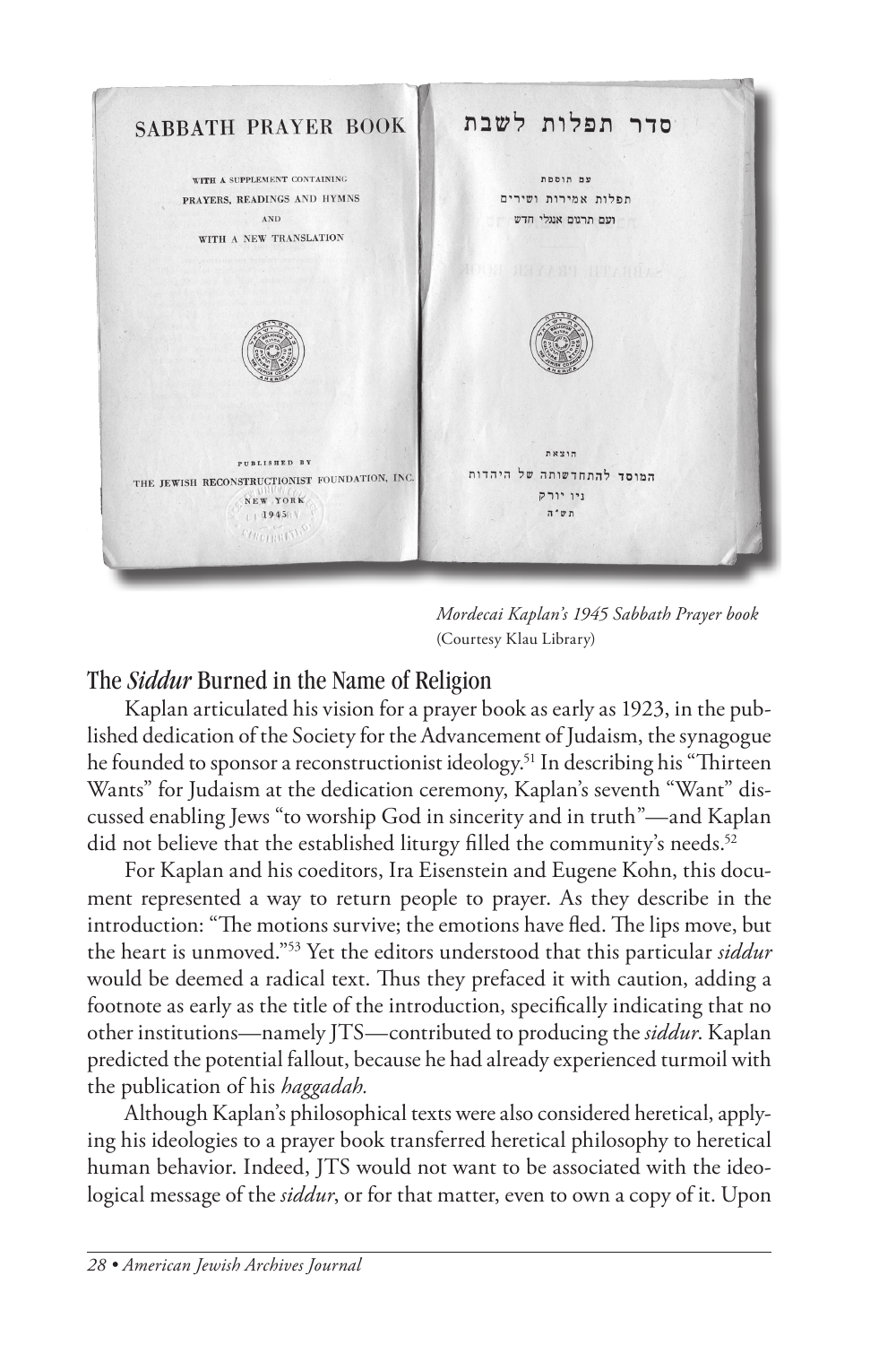Mordecai Kaplan's 1945 Sabbath Prayer book
(Courtesy Klau Library)

## The *Siddur* Burned in the Name of Religion

Kaplan articulated his vision for a prayer book as early as 1923, in the published dedication of the Society for the Advancement of Judaism, the synagogue he founded to sponsor a reconstructionist ideology.[51] In describing his "Thirteen Wants" for Judaism at the dedication ceremony, Kaplan's seventh "Want" discussed enabling Jews "to worship God in sincerity and in truth"—and Kaplan did not believe that the established liturgy filled the community's needs.[52]

For Kaplan and his coeditors, Ira Eisenstein and Eugene Kohn, this document represented a way to return people to prayer. As they describe in the introduction: "The motions survive; the emotions have fled. The lips move, but the heart is unmoved."[53] Yet the editors understood that this particular *siddur* would be deemed a radical text. Thus they prefaced it with caution, adding a footnote as early as the title of the introduction, specifically indicating that no other institutions—namely JTS—contributed to producing the *siddur*. Kaplan predicted the potential fallout, because he had already experienced turmoil with the publication of his *haggadah.*

Although Kaplan's philosophical texts were also considered heretical, applying his ideologies to a prayer book transferred heretical philosophy to heretical human behavior. Indeed, JTS would not want to be associated with the ideological message of the *siddur*, or for that matter, even to own a copy of it. Upon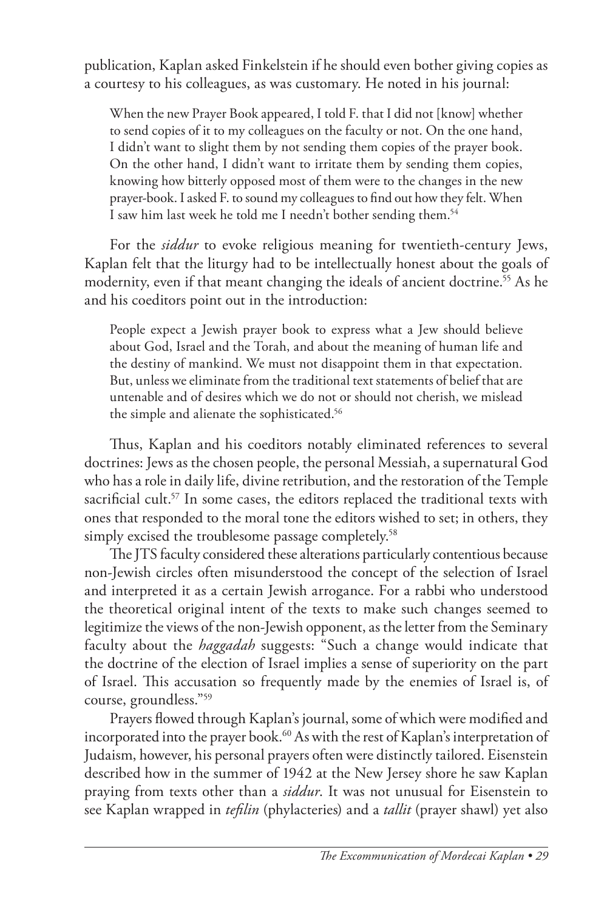publication, Kaplan asked Finkelstein if he should even bother giving copies as a courtesy to his colleagues, as was customary. He noted in his journal:

> When the new Prayer Book appeared, I told F. that I did not [know] whether to send copies of it to my colleagues on the faculty or not. On the one hand, I didn't want to slight them by not sending them copies of the prayer book. On the other hand, I didn't want to irritate them by sending them copies, knowing how bitterly opposed most of them were to the changes in the new prayer-book. I asked F. to sound my colleagues to find out how they felt. When I saw him last week he told me I needn't bother sending them.[54]

For the *siddur* to evoke religious meaning for twentieth-century Jews, Kaplan felt that the liturgy had to be intellectually honest about the goals of modernity, even if that meant changing the ideals of ancient doctrine.[55] As he and his coeditors point out in the introduction:

> People expect a Jewish prayer book to express what a Jew should believe about God, Israel and the Torah, and about the meaning of human life and the destiny of mankind. We must not disappoint them in that expectation. But, unless we eliminate from the traditional text statements of belief that are untenable and of desires which we do not or should not cherish, we mislead the simple and alienate the sophisticated.[56]

Thus, Kaplan and his coeditors notably eliminated references to several doctrines: Jews as the chosen people, the personal Messiah, a supernatural God who has a role in daily life, divine retribution, and the restoration of the Temple sacrificial cult.[57] In some cases, the editors replaced the traditional texts with ones that responded to the moral tone the editors wished to set; in others, they simply excised the troublesome passage completely.[58]

The JTS faculty considered these alterations particularly contentious because non-Jewish circles often misunderstood the concept of the selection of Israel and interpreted it as a certain Jewish arrogance. For a rabbi who understood the theoretical original intent of the texts to make such changes seemed to legitimize the views of the non-Jewish opponent, as the letter from the Seminary faculty about the *haggadah* suggests: "Such a change would indicate that the doctrine of the election of Israel implies a sense of superiority on the part of Israel. This accusation so frequently made by the enemies of Israel is, of course, groundless."[59]

Prayers flowed through Kaplan's journal, some of which were modified and incorporated into the prayer book.[60] As with the rest of Kaplan's interpretation of Judaism, however, his personal prayers often were distinctly tailored. Eisenstein described how in the summer of 1942 at the New Jersey shore he saw Kaplan praying from texts other than a *siddur*. It was not unusual for Eisenstein to see Kaplan wrapped in *tefilin* (phylacteries) and a *tallit* (prayer shawl) yet also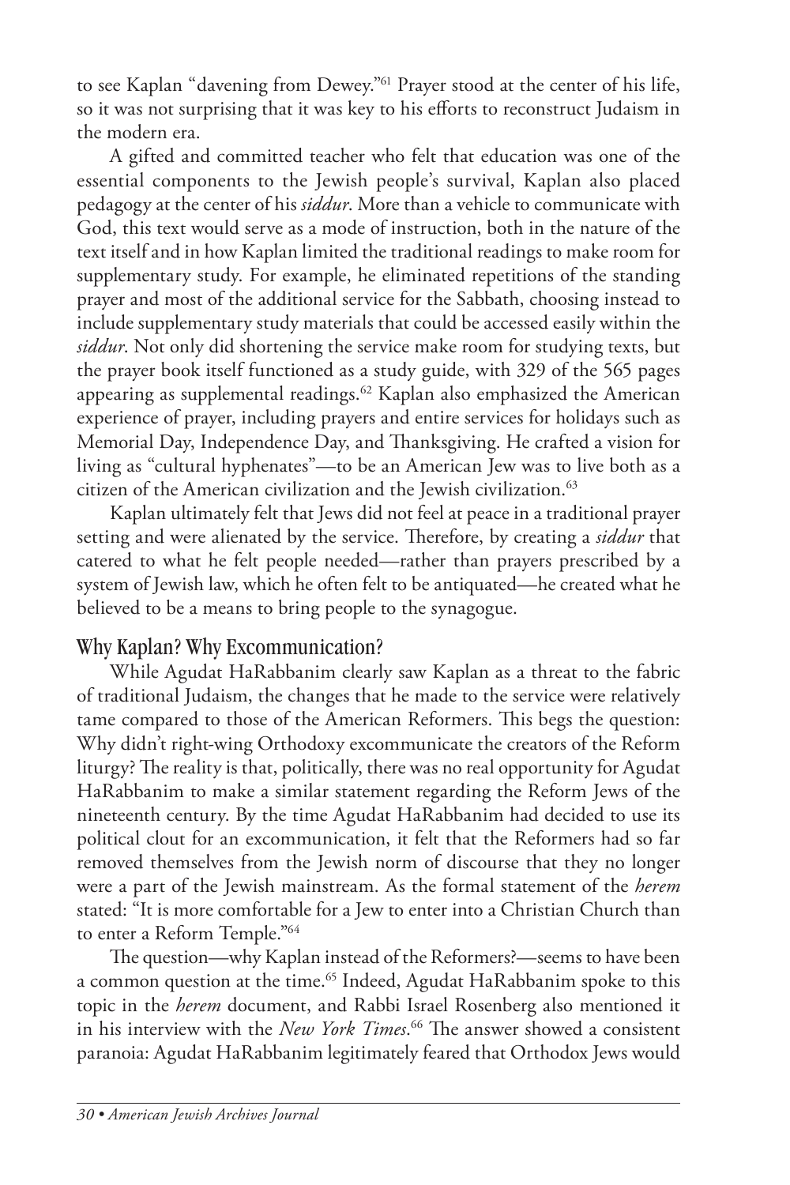to see Kaplan "davening from Dewey."[61] Prayer stood at the center of his life, so it was not surprising that it was key to his efforts to reconstruct Judaism in the modern era.

A gifted and committed teacher who felt that education was one of the essential components to the Jewish people's survival, Kaplan also placed pedagogy at the center of his *siddur*. More than a vehicle to communicate with God, this text would serve as a mode of instruction, both in the nature of the text itself and in how Kaplan limited the traditional readings to make room for supplementary study. For example, he eliminated repetitions of the standing prayer and most of the additional service for the Sabbath, choosing instead to include supplementary study materials that could be accessed easily within the *siddur*. Not only did shortening the service make room for studying texts, but the prayer book itself functioned as a study guide, with 329 of the 565 pages appearing as supplemental readings.[62] Kaplan also emphasized the American experience of prayer, including prayers and entire services for holidays such as Memorial Day, Independence Day, and Thanksgiving. He crafted a vision for living as "cultural hyphenates"—to be an American Jew was to live both as a citizen of the American civilization and the Jewish civilization.[63]

Kaplan ultimately felt that Jews did not feel at peace in a traditional prayer setting and were alienated by the service. Therefore, by creating a *siddur* that catered to what he felt people needed—rather than prayers prescribed by a system of Jewish law, which he often felt to be antiquated—he created what he believed to be a means to bring people to the synagogue.

## Why Kaplan? Why Excommunication?

While Agudat HaRabbanim clearly saw Kaplan as a threat to the fabric of traditional Judaism, the changes that he made to the service were relatively tame compared to those of the American Reformers. This begs the question: Why didn't right-wing Orthodoxy excommunicate the creators of the Reform liturgy? The reality is that, politically, there was no real opportunity for Agudat HaRabbanim to make a similar statement regarding the Reform Jews of the nineteenth century. By the time Agudat HaRabbanim had decided to use its political clout for an excommunication, it felt that the Reformers had so far removed themselves from the Jewish norm of discourse that they no longer were a part of the Jewish mainstream. As the formal statement of the *herem* stated: "It is more comfortable for a Jew to enter into a Christian Church than to enter a Reform Temple."[64]

The question—why Kaplan instead of the Reformers?—seems to have been a common question at the time.[65] Indeed, Agudat HaRabbanim spoke to this topic in the *herem* document, and Rabbi Israel Rosenberg also mentioned it in his interview with the *New York Times*.[66] The answer showed a consistent paranoia: Agudat HaRabbanim legitimately feared that Orthodox Jews would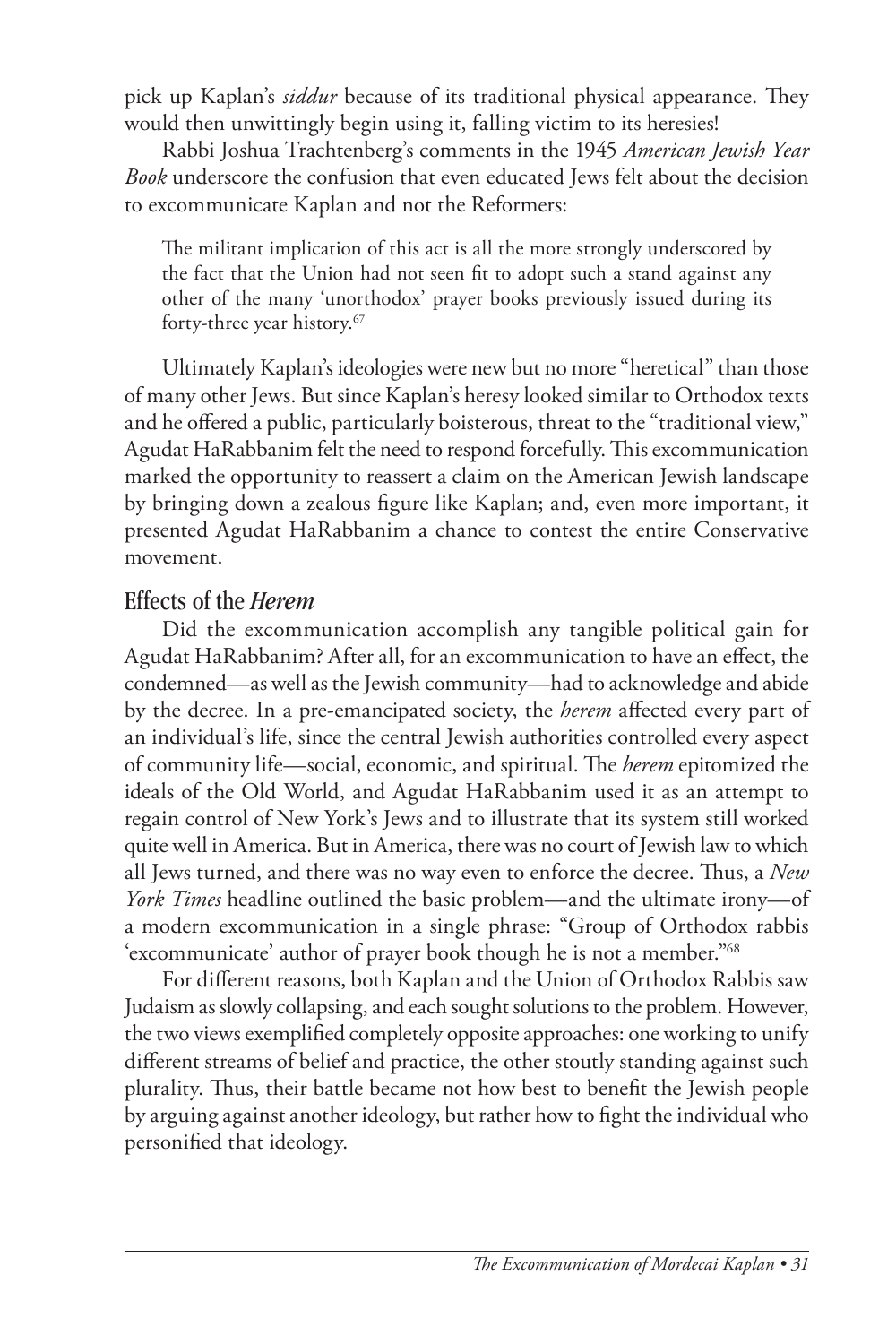pick up Kaplan's *siddur* because of its traditional physical appearance. They would then unwittingly begin using it, falling victim to its heresies!

Rabbi Joshua Trachtenberg's comments in the 1945 *American Jewish Year Book* underscore the confusion that even educated Jews felt about the decision to excommunicate Kaplan and not the Reformers:

> The militant implication of this act is all the more strongly underscored by the fact that the Union had not seen fit to adopt such a stand against any other of the many 'unorthodox' prayer books previously issued during its forty-three year history.[67]

Ultimately Kaplan's ideologies were new but no more "heretical" than those of many other Jews. But since Kaplan's heresy looked similar to Orthodox texts and he offered a public, particularly boisterous, threat to the "traditional view," Agudat HaRabbanim felt the need to respond forcefully. This excommunication marked the opportunity to reassert a claim on the American Jewish landscape by bringing down a zealous figure like Kaplan; and, even more important, it presented Agudat HaRabbanim a chance to contest the entire Conservative movement.

## Effects of the *Herem*

Did the excommunication accomplish any tangible political gain for Agudat HaRabbanim? After all, for an excommunication to have an effect, the condemned—as well as the Jewish community—had to acknowledge and abide by the decree. In a pre-emancipated society, the *herem* affected every part of an individual's life, since the central Jewish authorities controlled every aspect of community life—social, economic, and spiritual. The *herem* epitomized the ideals of the Old World, and Agudat HaRabbanim used it as an attempt to regain control of New York's Jews and to illustrate that its system still worked quite well in America. But in America, there was no court of Jewish law to which all Jews turned, and there was no way even to enforce the decree. Thus, a *New York Times* headline outlined the basic problem—and the ultimate irony—of a modern excommunication in a single phrase: "Group of Orthodox rabbis 'excommunicate' author of prayer book though he is not a member."[68]

For different reasons, both Kaplan and the Union of Orthodox Rabbis saw Judaism as slowly collapsing, and each sought solutions to the problem. However, the two views exemplified completely opposite approaches: one working to unify different streams of belief and practice, the other stoutly standing against such plurality. Thus, their battle became not how best to benefit the Jewish people by arguing against another ideology, but rather how to fight the individual who personified that ideology.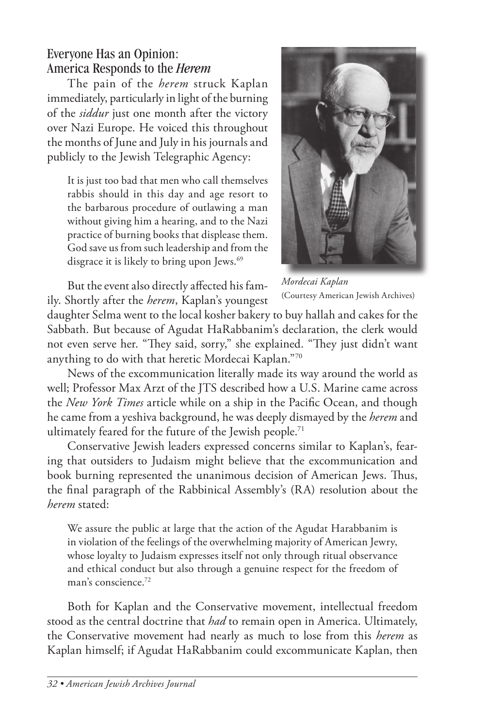## Everyone Has an Opinion: America Responds to the *Herem*

The pain of the *herem* struck Kaplan immediately, particularly in light of the burning of the *siddur* just one month after the victory over Nazi Europe. He voiced this throughout the months of June and July in his journals and publicly to the Jewish Telegraphic Agency:

> It is just too bad that men who call themselves rabbis should in this day and age resort to the barbarous procedure of outlawing a man without giving him a hearing, and to the Nazi practice of burning books that displease them. God save us from such leadership and from the disgrace it is likely to bring upon Jews.[69]

*Mordecai Kaplan*
(Courtesy American Jewish Archives)

But the event also directly affected his family. Shortly after the *herem*, Kaplan's youngest daughter Selma went to the local kosher bakery to buy hallah and cakes for the Sabbath. But because of Agudat HaRabbanim's declaration, the clerk would not even serve her. "They said, sorry," she explained. "They just didn't want anything to do with that heretic Mordecai Kaplan."[70]

News of the excommunication literally made its way around the world as well; Professor Max Arzt of the JTS described how a U.S. Marine came across the *New York Times* article while on a ship in the Pacific Ocean, and though he came from a yeshiva background, he was deeply dismayed by the *herem* and ultimately feared for the future of the Jewish people.[71]

Conservative Jewish leaders expressed concerns similar to Kaplan's, fearing that outsiders to Judaism might believe that the excommunication and book burning represented the unanimous decision of American Jews. Thus, the final paragraph of the Rabbinical Assembly's (RA) resolution about the *herem* stated:

> We assure the public at large that the action of the Agudat Harabbanim is in violation of the feelings of the overwhelming majority of American Jewry, whose loyalty to Judaism expresses itself not only through ritual observance and ethical conduct but also through a genuine respect for the freedom of man's conscience.[72]

Both for Kaplan and the Conservative movement, intellectual freedom stood as the central doctrine that *had* to remain open in America. Ultimately, the Conservative movement had nearly as much to lose from this *herem* as Kaplan himself; if Agudat HaRabbanim could excommunicate Kaplan, then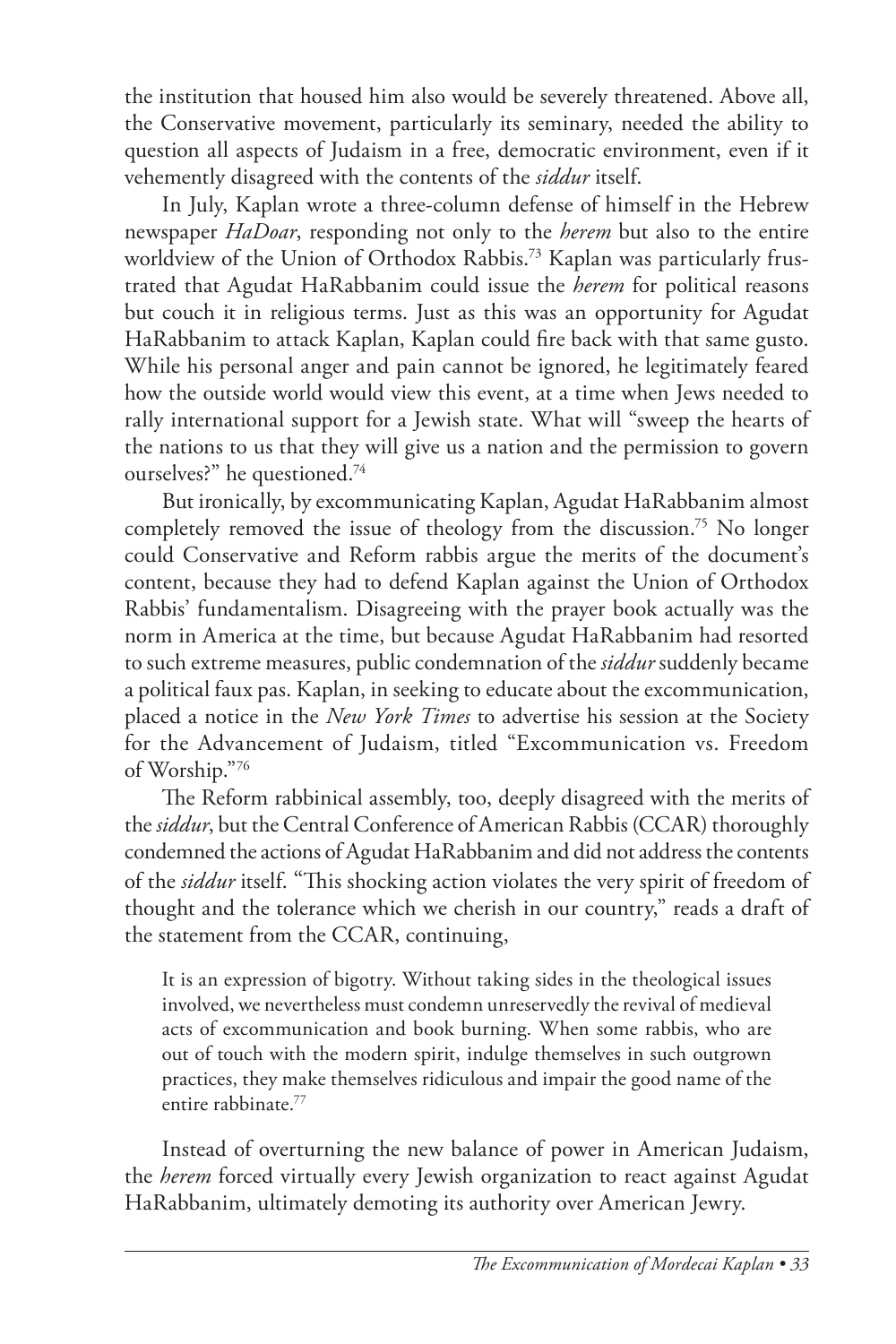the institution that housed him also would be severely threatened. Above all, the Conservative movement, particularly its seminary, needed the ability to question all aspects of Judaism in a free, democratic environment, even if it vehemently disagreed with the contents of the *siddur* itself.

In July, Kaplan wrote a three-column defense of himself in the Hebrew newspaper *HaDoar*, responding not only to the *herem* but also to the entire worldview of the Union of Orthodox Rabbis.[73] Kaplan was particularly frustrated that Agudat HaRabbanim could issue the *herem* for political reasons but couch it in religious terms. Just as this was an opportunity for Agudat HaRabbanim to attack Kaplan, Kaplan could fire back with that same gusto. While his personal anger and pain cannot be ignored, he legitimately feared how the outside world would view this event, at a time when Jews needed to rally international support for a Jewish state. What will "sweep the hearts of the nations to us that they will give us a nation and the permission to govern ourselves?" he questioned.[74]

But ironically, by excommunicating Kaplan, Agudat HaRabbanim almost completely removed the issue of theology from the discussion.[75] No longer could Conservative and Reform rabbis argue the merits of the document's content, because they had to defend Kaplan against the Union of Orthodox Rabbis' fundamentalism. Disagreeing with the prayer book actually was the norm in America at the time, but because Agudat HaRabbanim had resorted to such extreme measures, public condemnation of the *siddur* suddenly became a political faux pas. Kaplan, in seeking to educate about the excommunication, placed a notice in the *New York Times* to advertise his session at the Society for the Advancement of Judaism, titled "Excommunication vs. Freedom of Worship."[76]

The Reform rabbinical assembly, too, deeply disagreed with the merits of the *siddur*, but the Central Conference of American Rabbis (CCAR) thoroughly condemned the actions of Agudat HaRabbanim and did not address the contents of the *siddur* itself. "This shocking action violates the very spirit of freedom of thought and the tolerance which we cherish in our country," reads a draft of the statement from the CCAR, continuing,

> It is an expression of bigotry. Without taking sides in the theological issues involved, we nevertheless must condemn unreservedly the revival of medieval acts of excommunication and book burning. When some rabbis, who are out of touch with the modern spirit, indulge themselves in such outgrown practices, they make themselves ridiculous and impair the good name of the entire rabbinate.[77]

Instead of overturning the new balance of power in American Judaism, the *herem* forced virtually every Jewish organization to react against Agudat HaRabbanim, ultimately demoting its authority over American Jewry.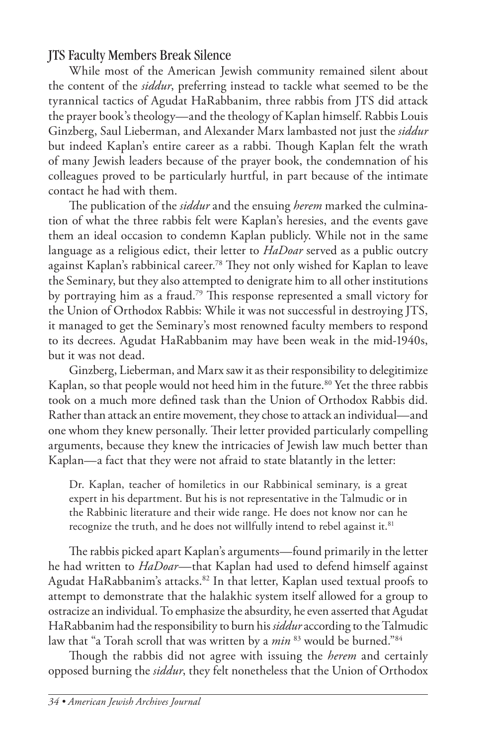## JTS Faculty Members Break Silence

While most of the American Jewish community remained silent about the content of the *siddur*, preferring instead to tackle what seemed to be the tyrannical tactics of Agudat HaRabbanim, three rabbis from JTS did attack the prayer book's theology—and the theology of Kaplan himself. Rabbis Louis Ginzberg, Saul Lieberman, and Alexander Marx lambasted not just the *siddur* but indeed Kaplan's entire career as a rabbi. Though Kaplan felt the wrath of many Jewish leaders because of the prayer book, the condemnation of his colleagues proved to be particularly hurtful, in part because of the intimate contact he had with them.

The publication of the *siddur* and the ensuing *herem* marked the culmination of what the three rabbis felt were Kaplan's heresies, and the events gave them an ideal occasion to condemn Kaplan publicly. While not in the same language as a religious edict, their letter to *HaDoar* served as a public outcry against Kaplan's rabbinical career.[78] They not only wished for Kaplan to leave the Seminary, but they also attempted to denigrate him to all other institutions by portraying him as a fraud.[79] This response represented a small victory for the Union of Orthodox Rabbis: While it was not successful in destroying JTS, it managed to get the Seminary's most renowned faculty members to respond to its decrees. Agudat HaRabbanim may have been weak in the mid-1940s, but it was not dead.

Ginzberg, Lieberman, and Marx saw it as their responsibility to delegitimize Kaplan, so that people would not heed him in the future.[80] Yet the three rabbis took on a much more defined task than the Union of Orthodox Rabbis did. Rather than attack an entire movement, they chose to attack an individual—and one whom they knew personally. Their letter provided particularly compelling arguments, because they knew the intricacies of Jewish law much better than Kaplan—a fact that they were not afraid to state blatantly in the letter:

> Dr. Kaplan, teacher of homiletics in our Rabbinical seminary, is a great expert in his department. But his is not representative in the Talmudic or in the Rabbinic literature and their wide range. He does not know nor can he recognize the truth, and he does not willfully intend to rebel against it.[81]

The rabbis picked apart Kaplan's arguments—found primarily in the letter he had written to *HaDoar*—that Kaplan had used to defend himself against Agudat HaRabbanim's attacks.[82] In that letter, Kaplan used textual proofs to attempt to demonstrate that the halakhic system itself allowed for a group to ostracize an individual. To emphasize the absurdity, he even asserted that Agudat HaRabbanim had the responsibility to burn his *siddur* according to the Talmudic law that "a Torah scroll that was written by a *min* [83] would be burned."[84]

Though the rabbis did not agree with issuing the *herem* and certainly opposed burning the *siddur*, they felt nonetheless that the Union of Orthodox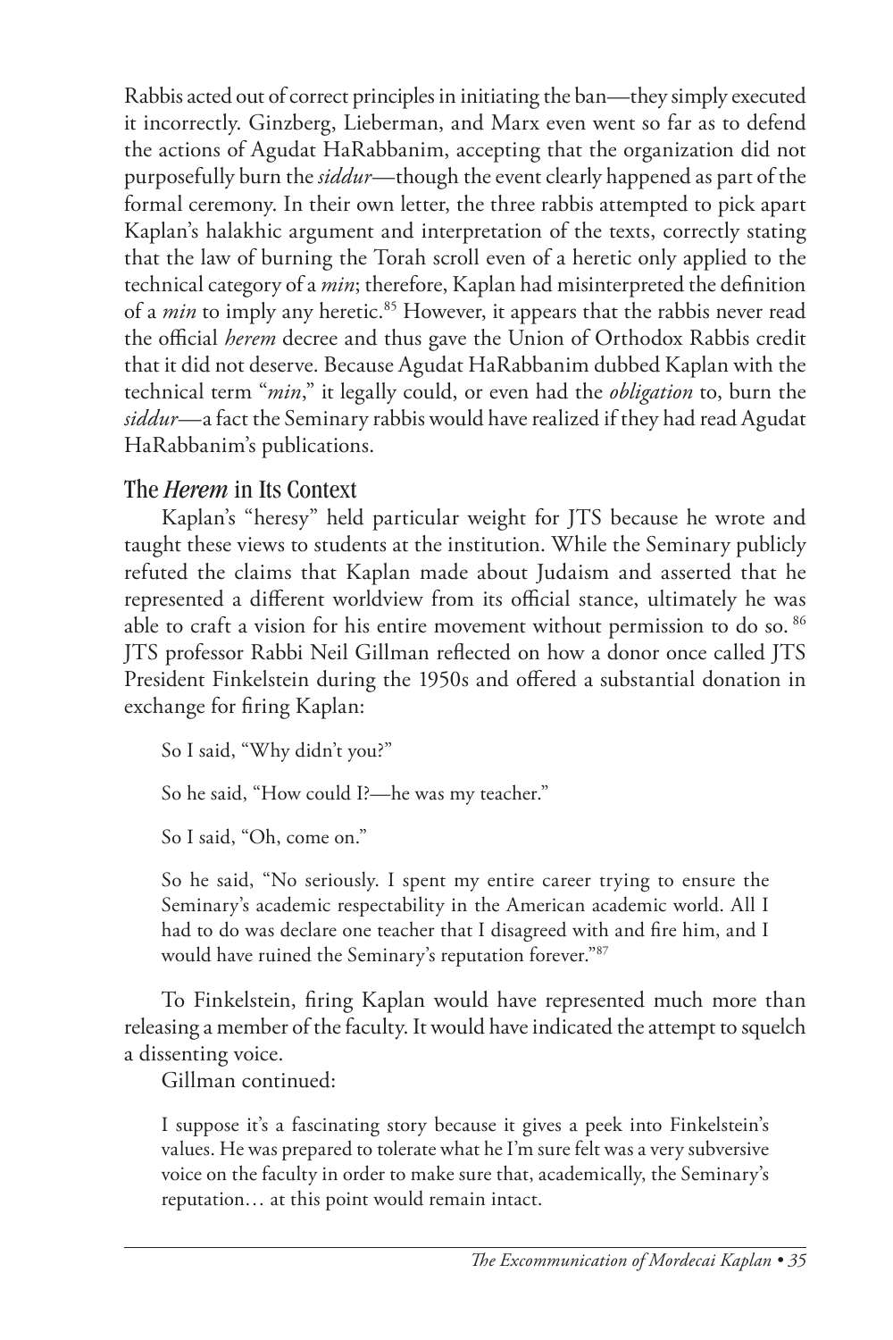Rabbis acted out of correct principles in initiating the ban—they simply executed it incorrectly. Ginzberg, Lieberman, and Marx even went so far as to defend the actions of Agudat HaRabbanim, accepting that the organization did not purposefully burn the *siddur*—though the event clearly happened as part of the formal ceremony. In their own letter, the three rabbis attempted to pick apart Kaplan's halakhic argument and interpretation of the texts, correctly stating that the law of burning the Torah scroll even of a heretic only applied to the technical category of a *min*; therefore, Kaplan had misinterpreted the definition of a *min* to imply any heretic.[85] However, it appears that the rabbis never read the official *herem* decree and thus gave the Union of Orthodox Rabbis credit that it did not deserve. Because Agudat HaRabbanim dubbed Kaplan with the technical term "*min*," it legally could, or even had the *obligation* to, burn the *siddur*—a fact the Seminary rabbis would have realized if they had read Agudat HaRabbanim's publications.

## The *Herem* in Its Context

Kaplan's "heresy" held particular weight for JTS because he wrote and taught these views to students at the institution. While the Seminary publicly refuted the claims that Kaplan made about Judaism and asserted that he represented a different worldview from its official stance, ultimately he was able to craft a vision for his entire movement without permission to do so.[86] JTS professor Rabbi Neil Gillman reflected on how a donor once called JTS President Finkelstein during the 1950s and offered a substantial donation in exchange for firing Kaplan:

> So I said, "Why didn't you?"
>
> So he said, "How could I?—he was my teacher."
>
> So I said, "Oh, come on."
>
> So he said, "No seriously. I spent my entire career trying to ensure the Seminary's academic respectability in the American academic world. All I had to do was declare one teacher that I disagreed with and fire him, and I would have ruined the Seminary's reputation forever."[87]

To Finkelstein, firing Kaplan would have represented much more than releasing a member of the faculty. It would have indicated the attempt to squelch a dissenting voice.

Gillman continued:

> I suppose it's a fascinating story because it gives a peek into Finkelstein's values. He was prepared to tolerate what he I'm sure felt was a very subversive voice on the faculty in order to make sure that, academically, the Seminary's reputation… at this point would remain intact.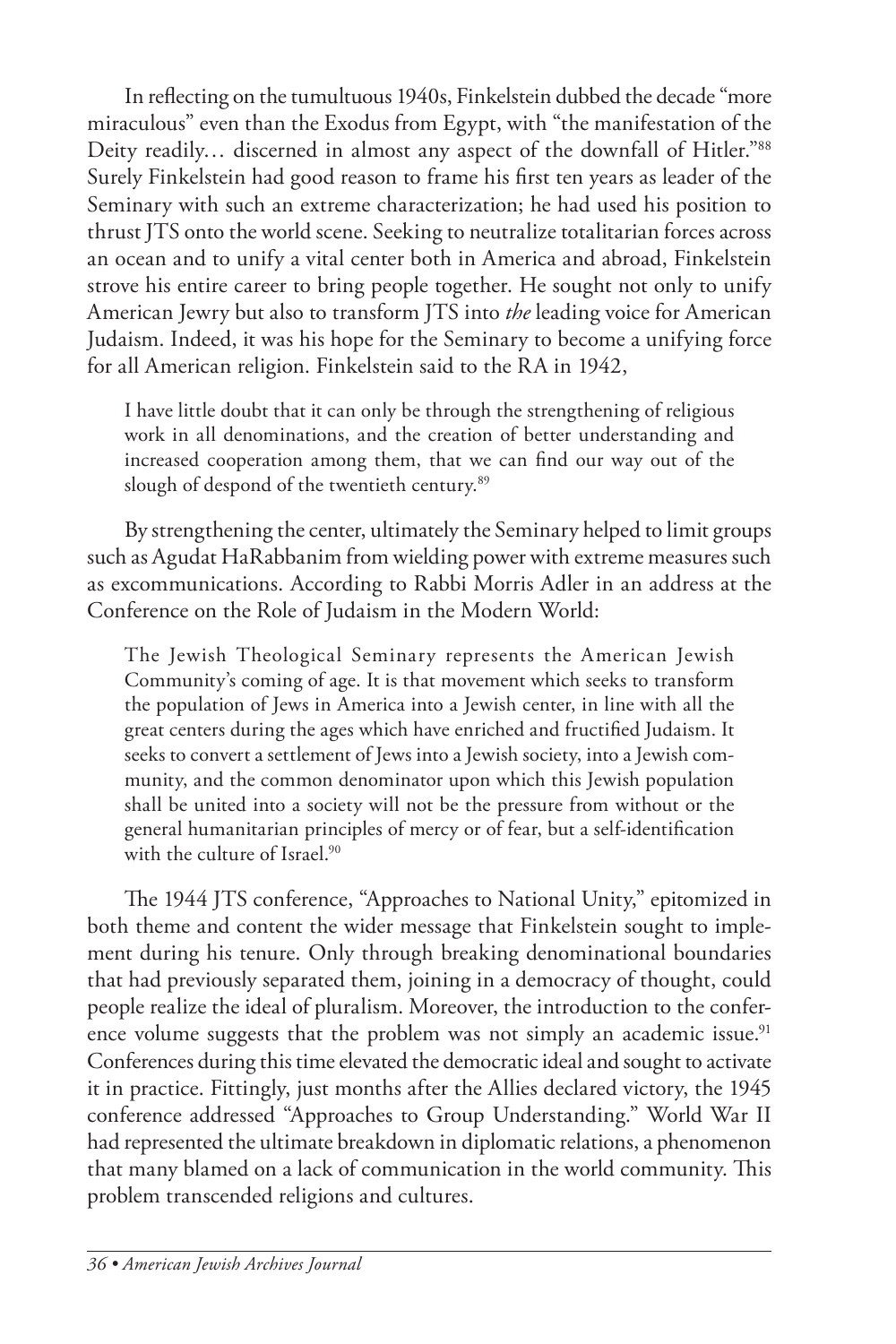In reflecting on the tumultuous 1940s, Finkelstein dubbed the decade "more miraculous" even than the Exodus from Egypt, with "the manifestation of the Deity readily… discerned in almost any aspect of the downfall of Hitler."[88] Surely Finkelstein had good reason to frame his first ten years as leader of the Seminary with such an extreme characterization; he had used his position to thrust JTS onto the world scene. Seeking to neutralize totalitarian forces across an ocean and to unify a vital center both in America and abroad, Finkelstein strove his entire career to bring people together. He sought not only to unify American Jewry but also to transform JTS into *the* leading voice for American Judaism. Indeed, it was his hope for the Seminary to become a unifying force for all American religion. Finkelstein said to the RA in 1942,

> I have little doubt that it can only be through the strengthening of religious work in all denominations, and the creation of better understanding and increased cooperation among them, that we can find our way out of the slough of despond of the twentieth century.[89]

By strengthening the center, ultimately the Seminary helped to limit groups such as Agudat HaRabbanim from wielding power with extreme measures such as excommunications. According to Rabbi Morris Adler in an address at the Conference on the Role of Judaism in the Modern World:

> The Jewish Theological Seminary represents the American Jewish Community's coming of age. It is that movement which seeks to transform the population of Jews in America into a Jewish center, in line with all the great centers during the ages which have enriched and fructified Judaism. It seeks to convert a settlement of Jews into a Jewish society, into a Jewish community, and the common denominator upon which this Jewish population shall be united into a society will not be the pressure from without or the general humanitarian principles of mercy or of fear, but a self-identification with the culture of Israel.[90]

The 1944 JTS conference, "Approaches to National Unity," epitomized in both theme and content the wider message that Finkelstein sought to implement during his tenure. Only through breaking denominational boundaries that had previously separated them, joining in a democracy of thought, could people realize the ideal of pluralism. Moreover, the introduction to the conference volume suggests that the problem was not simply an academic issue.[91] Conferences during this time elevated the democratic ideal and sought to activate it in practice. Fittingly, just months after the Allies declared victory, the 1945 conference addressed "Approaches to Group Understanding." World War II had represented the ultimate breakdown in diplomatic relations, a phenomenon that many blamed on a lack of communication in the world community. This problem transcended religions and cultures.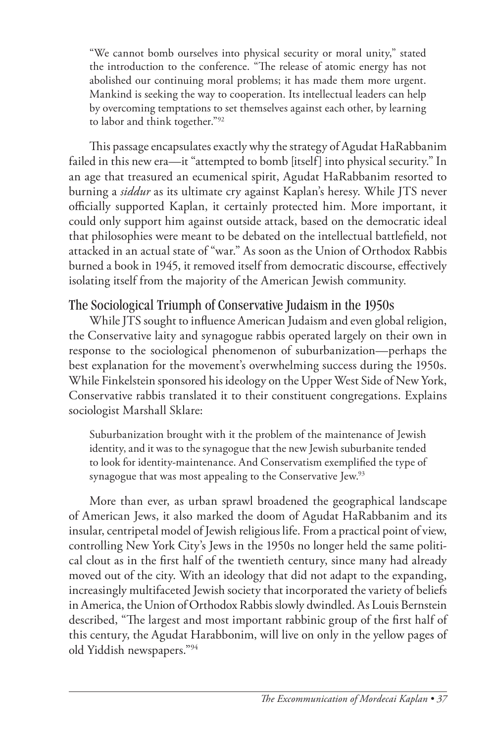> "We cannot bomb ourselves into physical security or moral unity," stated the introduction to the conference. "The release of atomic energy has not abolished our continuing moral problems; it has made them more urgent. Mankind is seeking the way to cooperation. Its intellectual leaders can help by overcoming temptations to set themselves against each other, by learning to labor and think together."[92]

This passage encapsulates exactly why the strategy of Agudat HaRabbanim failed in this new era—it "attempted to bomb [itself] into physical security." In an age that treasured an ecumenical spirit, Agudat HaRabbanim resorted to burning a *siddur* as its ultimate cry against Kaplan's heresy. While JTS never officially supported Kaplan, it certainly protected him. More important, it could only support him against outside attack, based on the democratic ideal that philosophies were meant to be debated on the intellectual battlefield, not attacked in an actual state of "war." As soon as the Union of Orthodox Rabbis burned a book in 1945, it removed itself from democratic discourse, effectively isolating itself from the majority of the American Jewish community.

## The Sociological Triumph of Conservative Judaism in the 1950s

While JTS sought to influence American Judaism and even global religion, the Conservative laity and synagogue rabbis operated largely on their own in response to the sociological phenomenon of suburbanization—perhaps the best explanation for the movement's overwhelming success during the 1950s. While Finkelstein sponsored his ideology on the Upper West Side of New York, Conservative rabbis translated it to their constituent congregations. Explains sociologist Marshall Sklare:

> Suburbanization brought with it the problem of the maintenance of Jewish identity, and it was to the synagogue that the new Jewish suburbanite tended to look for identity-maintenance. And Conservatism exemplified the type of synagogue that was most appealing to the Conservative Jew.[93]

More than ever, as urban sprawl broadened the geographical landscape of American Jews, it also marked the doom of Agudat HaRabbanim and its insular, centripetal model of Jewish religious life. From a practical point of view, controlling New York City's Jews in the 1950s no longer held the same political clout as in the first half of the twentieth century, since many had already moved out of the city. With an ideology that did not adapt to the expanding, increasingly multifaceted Jewish society that incorporated the variety of beliefs in America, the Union of Orthodox Rabbis slowly dwindled. As Louis Bernstein described, "The largest and most important rabbinic group of the first half of this century, the Agudat Harabbonim, will live on only in the yellow pages of old Yiddish newspapers."[94]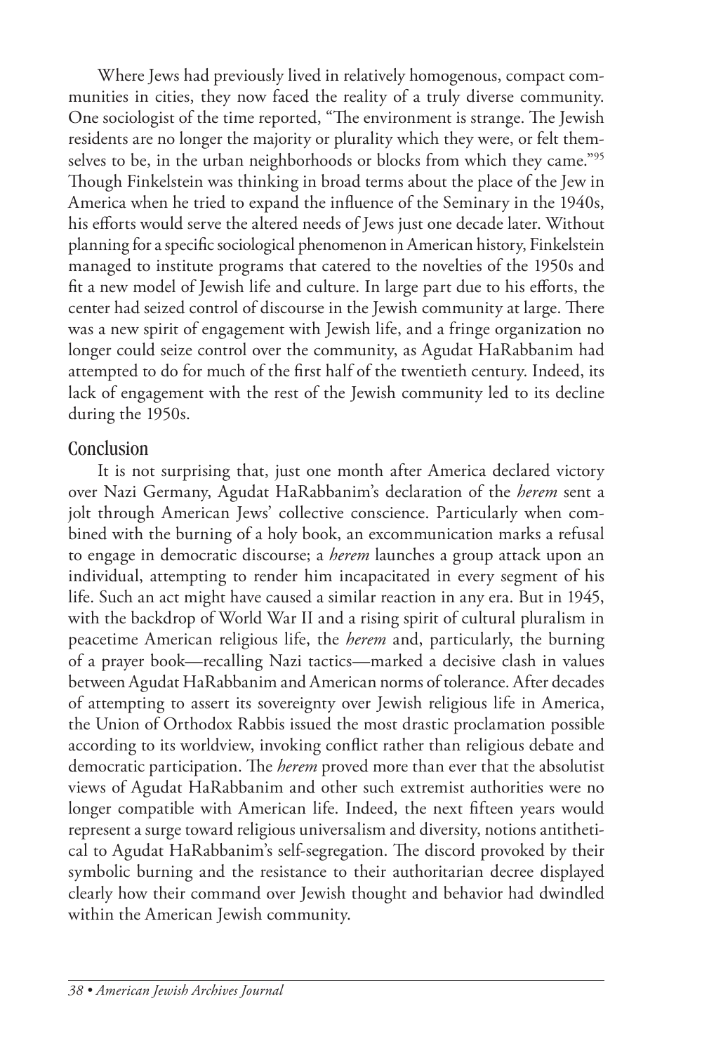Where Jews had previously lived in relatively homogenous, compact communities in cities, they now faced the reality of a truly diverse community. One sociologist of the time reported, "The environment is strange. The Jewish residents are no longer the majority or plurality which they were, or felt themselves to be, in the urban neighborhoods or blocks from which they came."[95] Though Finkelstein was thinking in broad terms about the place of the Jew in America when he tried to expand the influence of the Seminary in the 1940s, his efforts would serve the altered needs of Jews just one decade later. Without planning for a specific sociological phenomenon in American history, Finkelstein managed to institute programs that catered to the novelties of the 1950s and fit a new model of Jewish life and culture. In large part due to his efforts, the center had seized control of discourse in the Jewish community at large. There was a new spirit of engagement with Jewish life, and a fringe organization no longer could seize control over the community, as Agudat HaRabbanim had attempted to do for much of the first half of the twentieth century. Indeed, its lack of engagement with the rest of the Jewish community led to its decline during the 1950s.

## Conclusion

It is not surprising that, just one month after America declared victory over Nazi Germany, Agudat HaRabbanim's declaration of the *herem* sent a jolt through American Jews' collective conscience. Particularly when combined with the burning of a holy book, an excommunication marks a refusal to engage in democratic discourse; a *herem* launches a group attack upon an individual, attempting to render him incapacitated in every segment of his life. Such an act might have caused a similar reaction in any era. But in 1945, with the backdrop of World War II and a rising spirit of cultural pluralism in peacetime American religious life, the *herem* and, particularly, the burning of a prayer book—recalling Nazi tactics—marked a decisive clash in values between Agudat HaRabbanim and American norms of tolerance. After decades of attempting to assert its sovereignty over Jewish religious life in America, the Union of Orthodox Rabbis issued the most drastic proclamation possible according to its worldview, invoking conflict rather than religious debate and democratic participation. The *herem* proved more than ever that the absolutist views of Agudat HaRabbanim and other such extremist authorities were no longer compatible with American life. Indeed, the next fifteen years would represent a surge toward religious universalism and diversity, notions antithetical to Agudat HaRabbanim's self-segregation. The discord provoked by their symbolic burning and the resistance to their authoritarian decree displayed clearly how their command over Jewish thought and behavior had dwindled within the American Jewish community.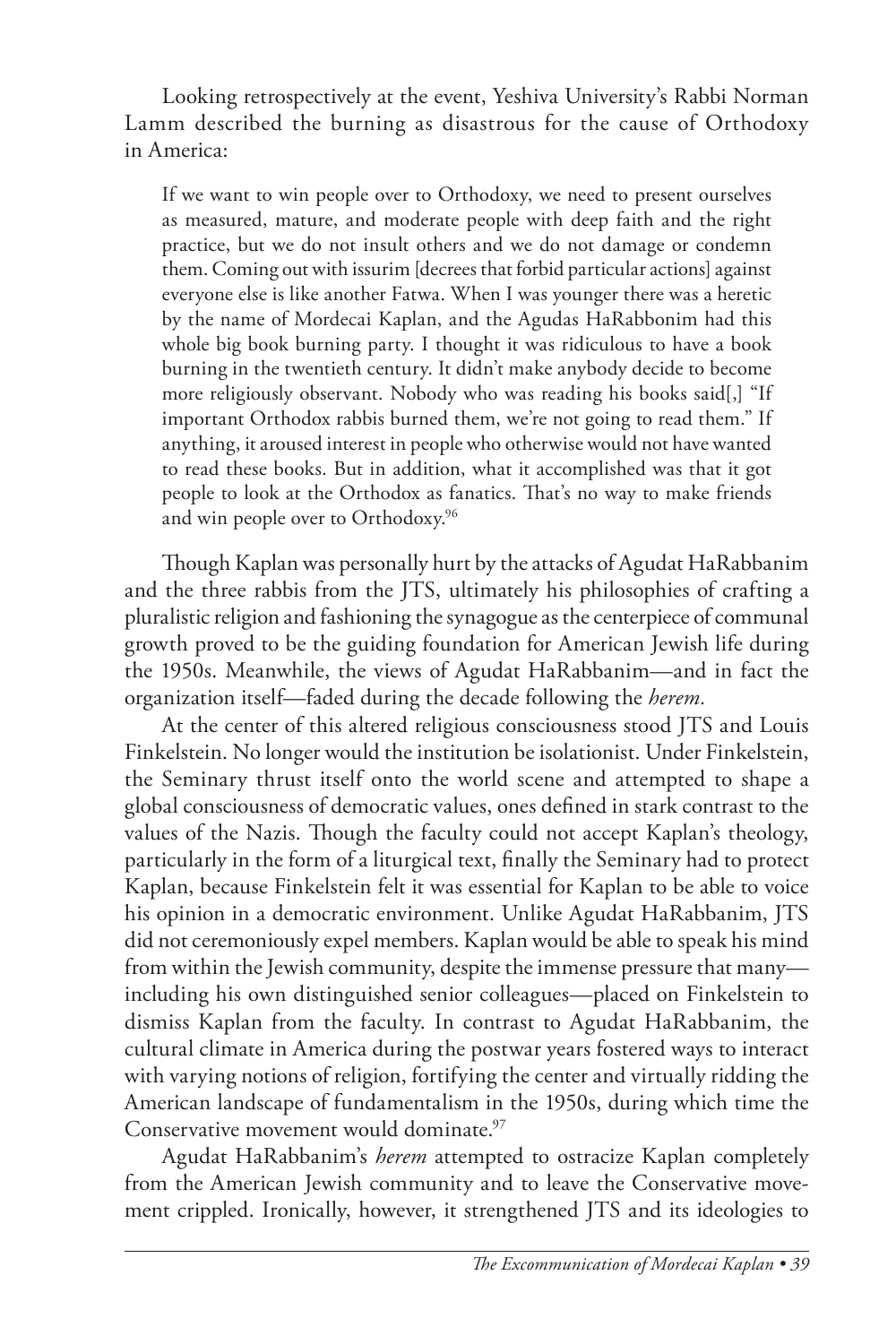Looking retrospectively at the event, Yeshiva University's Rabbi Norman Lamm described the burning as disastrous for the cause of Orthodoxy in America:

> If we want to win people over to Orthodoxy, we need to present ourselves as measured, mature, and moderate people with deep faith and the right practice, but we do not insult others and we do not damage or condemn them. Coming out with issurim [decrees that forbid particular actions] against everyone else is like another Fatwa. When I was younger there was a heretic by the name of Mordecai Kaplan, and the Agudas HaRabbonim had this whole big book burning party. I thought it was ridiculous to have a book burning in the twentieth century. It didn't make anybody decide to become more religiously observant. Nobody who was reading his books said[,] "If important Orthodox rabbis burned them, we're not going to read them." If anything, it aroused interest in people who otherwise would not have wanted to read these books. But in addition, what it accomplished was that it got people to look at the Orthodox as fanatics. That's no way to make friends and win people over to Orthodoxy.[96]

Though Kaplan was personally hurt by the attacks of Agudat HaRabbanim and the three rabbis from the JTS, ultimately his philosophies of crafting a pluralistic religion and fashioning the synagogue as the centerpiece of communal growth proved to be the guiding foundation for American Jewish life during the 1950s. Meanwhile, the views of Agudat HaRabbanim—and in fact the organization itself—faded during the decade following the *herem*.

At the center of this altered religious consciousness stood JTS and Louis Finkelstein. No longer would the institution be isolationist. Under Finkelstein, the Seminary thrust itself onto the world scene and attempted to shape a global consciousness of democratic values, ones defined in stark contrast to the values of the Nazis. Though the faculty could not accept Kaplan's theology, particularly in the form of a liturgical text, finally the Seminary had to protect Kaplan, because Finkelstein felt it was essential for Kaplan to be able to voice his opinion in a democratic environment. Unlike Agudat HaRabbanim, JTS did not ceremoniously expel members. Kaplan would be able to speak his mind from within the Jewish community, despite the immense pressure that many—including his own distinguished senior colleagues—placed on Finkelstein to dismiss Kaplan from the faculty. In contrast to Agudat HaRabbanim, the cultural climate in America during the postwar years fostered ways to interact with varying notions of religion, fortifying the center and virtually ridding the American landscape of fundamentalism in the 1950s, during which time the Conservative movement would dominate.[97]

Agudat HaRabbanim's *herem* attempted to ostracize Kaplan completely from the American Jewish community and to leave the Conservative movement crippled. Ironically, however, it strengthened JTS and its ideologies to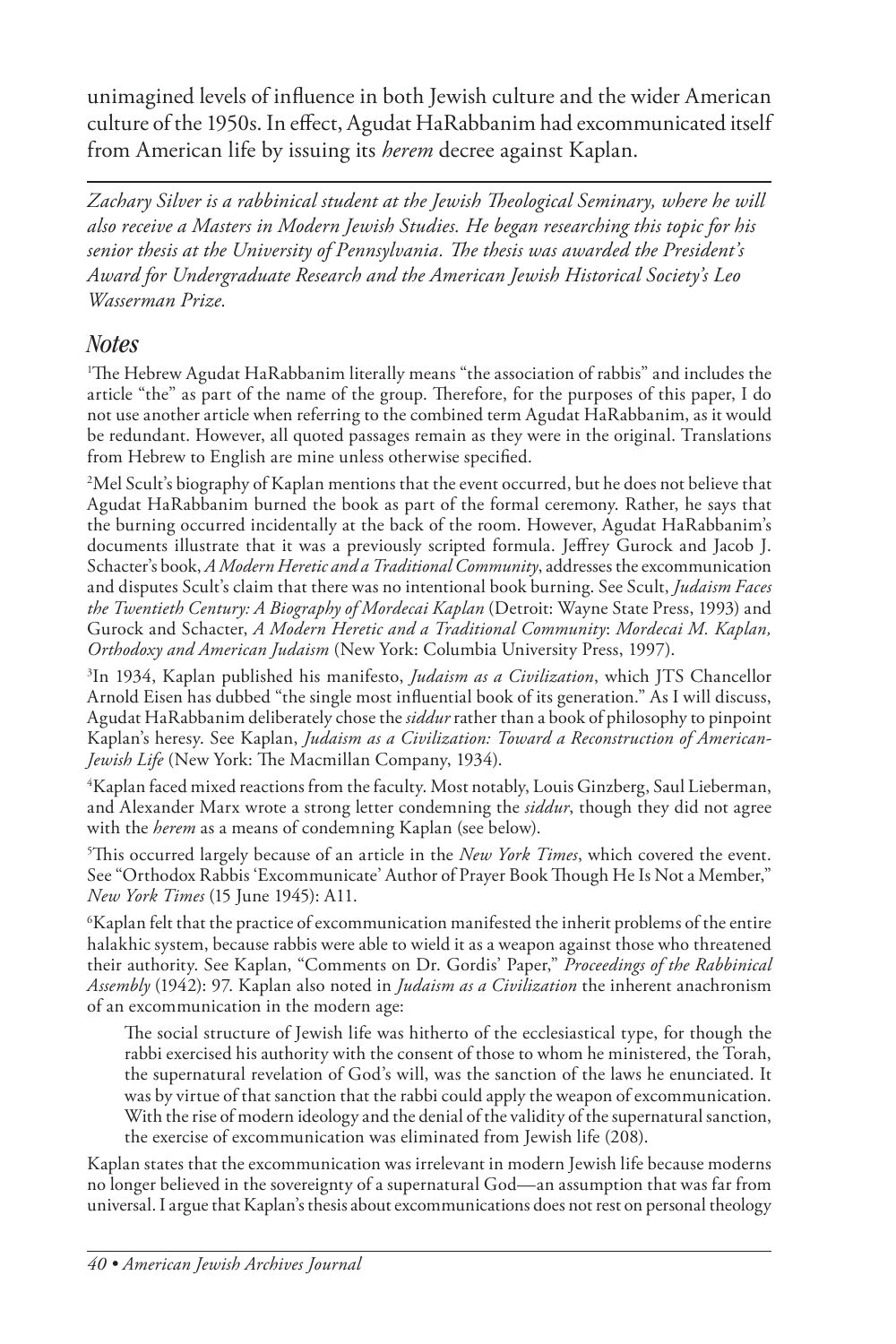unimagined levels of influence in both Jewish culture and the wider American culture of the 1950s. In effect, Agudat HaRabbanim had excommunicated itself from American life by issuing its *herem* decree against Kaplan.

---

*Zachary Silver is a rabbinical student at the Jewish Theological Seminary, where he will also receive a Masters in Modern Jewish Studies. He began researching this topic for his senior thesis at the University of Pennsylvania. The thesis was awarded the President's Award for Undergraduate Research and the American Jewish Historical Society's Leo Wasserman Prize.*

## *Notes*

[1]The Hebrew Agudat HaRabbanim literally means "the association of rabbis" and includes the article "the" as part of the name of the group. Therefore, for the purposes of this paper, I do not use another article when referring to the combined term Agudat HaRabbanim, as it would be redundant. However, all quoted passages remain as they were in the original. Translations from Hebrew to English are mine unless otherwise specified.

[2]Mel Scult's biography of Kaplan mentions that the event occurred, but he does not believe that Agudat HaRabbanim burned the book as part of the formal ceremony. Rather, he says that the burning occurred incidentally at the back of the room. However, Agudat HaRabbanim's documents illustrate that it was a previously scripted formula. Jeffrey Gurock and Jacob J. Schacter's book, *A Modern Heretic and a Traditional Community*, addresses the excommunication and disputes Scult's claim that there was no intentional book burning. See Scult, *Judaism Faces the Twentieth Century: A Biography of Mordecai Kaplan* (Detroit: Wayne State Press, 1993) and Gurock and Schacter, *A Modern Heretic and a Traditional Community*: *Mordecai M. Kaplan, Orthodoxy and American Judaism* (New York: Columbia University Press, 1997).

[3]In 1934, Kaplan published his manifesto, *Judaism as a Civilization*, which JTS Chancellor Arnold Eisen has dubbed "the single most influential book of its generation." As I will discuss, Agudat HaRabbanim deliberately chose the *siddur* rather than a book of philosophy to pinpoint Kaplan's heresy. See Kaplan, *Judaism as a Civilization: Toward a Reconstruction of American-Jewish Life* (New York: The Macmillan Company, 1934).

[4]Kaplan faced mixed reactions from the faculty. Most notably, Louis Ginzberg, Saul Lieberman, and Alexander Marx wrote a strong letter condemning the *siddur*, though they did not agree with the *herem* as a means of condemning Kaplan (see below).

[5]This occurred largely because of an article in the *New York Times*, which covered the event. See "Orthodox Rabbis 'Excommunicate' Author of Prayer Book Though He Is Not a Member," *New York Times* (15 June 1945): A11.

[6]Kaplan felt that the practice of excommunication manifested the inherit problems of the entire halakhic system, because rabbis were able to wield it as a weapon against those who threatened their authority. See Kaplan, "Comments on Dr. Gordis' Paper," *Proceedings of the Rabbinical Assembly* (1942): 97. Kaplan also noted in *Judaism as a Civilization* the inherent anachronism of an excommunication in the modern age:

> The social structure of Jewish life was hitherto of the ecclesiastical type, for though the rabbi exercised his authority with the consent of those to whom he ministered, the Torah, the supernatural revelation of God's will, was the sanction of the laws he enunciated. It was by virtue of that sanction that the rabbi could apply the weapon of excommunication. With the rise of modern ideology and the denial of the validity of the supernatural sanction, the exercise of excommunication was eliminated from Jewish life (208).

Kaplan states that the excommunication was irrelevant in modern Jewish life because moderns no longer believed in the sovereignty of a supernatural God—an assumption that was far from universal. I argue that Kaplan's thesis about excommunications does not rest on personal theology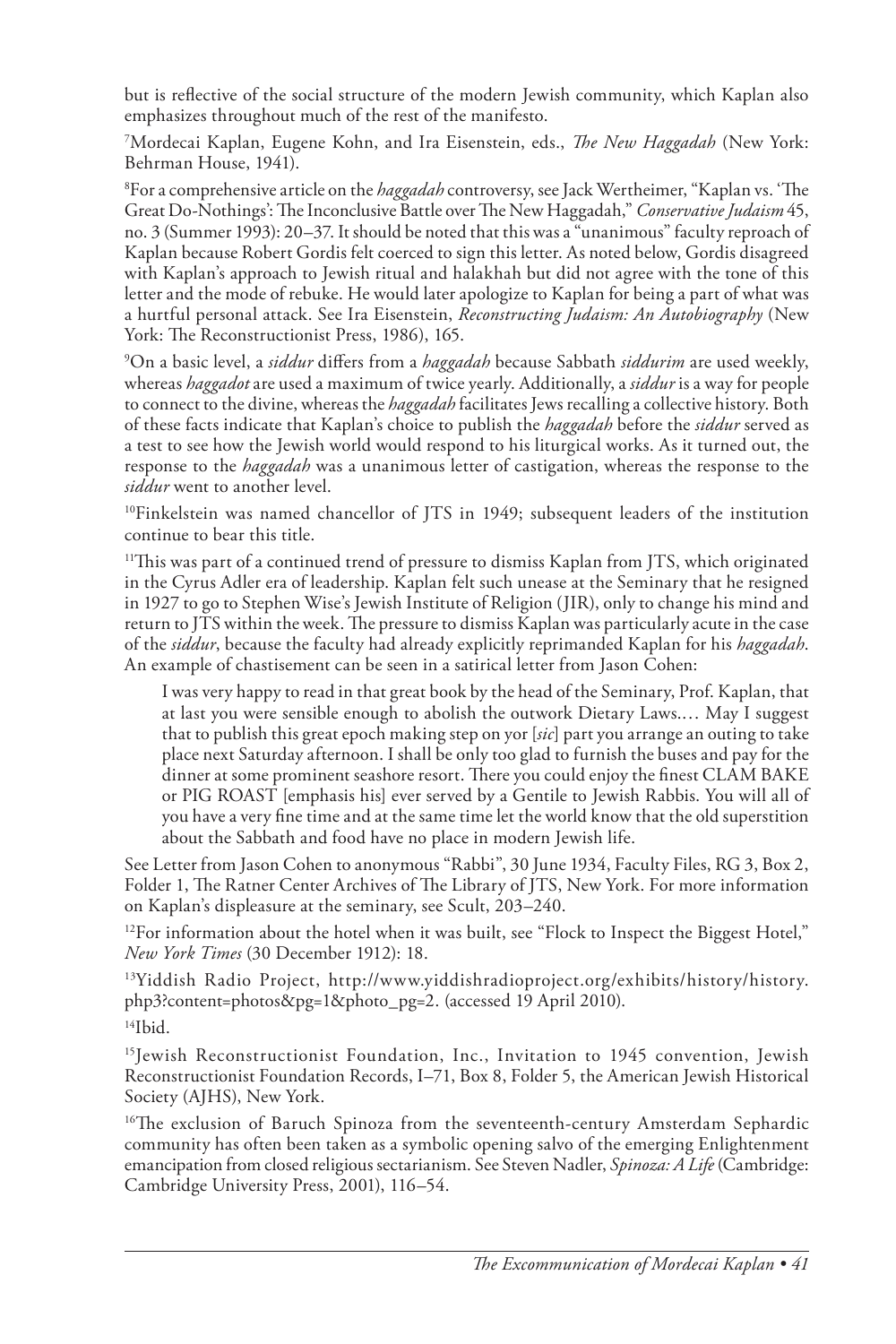but is reflective of the social structure of the modern Jewish community, which Kaplan also emphasizes throughout much of the rest of the manifesto.

[7]Mordecai Kaplan, Eugene Kohn, and Ira Eisenstein, eds., *The New Haggadah* (New York: Behrman House, 1941).

[8]For a comprehensive article on the *haggadah* controversy, see Jack Wertheimer, "Kaplan vs. 'The Great Do-Nothings': The Inconclusive Battle over The New Haggadah," *Conservative Judaism* 45, no. 3 (Summer 1993): 20–37. It should be noted that this was a "unanimous" faculty reproach of Kaplan because Robert Gordis felt coerced to sign this letter. As noted below, Gordis disagreed with Kaplan's approach to Jewish ritual and halakhah but did not agree with the tone of this letter and the mode of rebuke. He would later apologize to Kaplan for being a part of what was a hurtful personal attack. See Ira Eisenstein, *Reconstructing Judaism: An Autobiography* (New York: The Reconstructionist Press, 1986), 165.

[9]On a basic level, a *siddur* differs from a *haggadah* because Sabbath *siddurim* are used weekly, whereas *haggadot* are used a maximum of twice yearly. Additionally, a *siddur* is a way for people to connect to the divine, whereas the *haggadah* facilitates Jews recalling a collective history. Both of these facts indicate that Kaplan's choice to publish the *haggadah* before the *siddur* served as a test to see how the Jewish world would respond to his liturgical works. As it turned out, the response to the *haggadah* was a unanimous letter of castigation, whereas the response to the *siddur* went to another level.

[10]Finkelstein was named chancellor of JTS in 1949; subsequent leaders of the institution continue to bear this title.

[11]This was part of a continued trend of pressure to dismiss Kaplan from JTS, which originated in the Cyrus Adler era of leadership. Kaplan felt such unease at the Seminary that he resigned in 1927 to go to Stephen Wise's Jewish Institute of Religion (JIR), only to change his mind and return to JTS within the week. The pressure to dismiss Kaplan was particularly acute in the case of the *siddur*, because the faculty had already explicitly reprimanded Kaplan for his *haggadah*. An example of chastisement can be seen in a satirical letter from Jason Cohen:

> I was very happy to read in that great book by the head of the Seminary, Prof. Kaplan, that at last you were sensible enough to abolish the outwork Dietary Laws.… May I suggest that to publish this great epoch making step on yor [*sic*] part you arrange an outing to take place next Saturday afternoon. I shall be only too glad to furnish the buses and pay for the dinner at some prominent seashore resort. There you could enjoy the finest CLAM BAKE or PIG ROAST [emphasis his] ever served by a Gentile to Jewish Rabbis. You will all of you have a very fine time and at the same time let the world know that the old superstition about the Sabbath and food have no place in modern Jewish life.

See Letter from Jason Cohen to anonymous "Rabbi", 30 June 1934, Faculty Files, RG 3, Box 2, Folder 1, The Ratner Center Archives of The Library of JTS, New York. For more information on Kaplan's displeasure at the seminary, see Scult, 203–240.

[12]For information about the hotel when it was built, see "Flock to Inspect the Biggest Hotel," *New York Times* (30 December 1912): 18.

[13]Yiddish Radio Project, http://www.yiddishradioproject.org/exhibits/history/history.php3?content=photos&pg=1&photo_pg=2. (accessed 19 April 2010).

[14]Ibid.

[15]Jewish Reconstructionist Foundation, Inc., Invitation to 1945 convention, Jewish Reconstructionist Foundation Records, I–71, Box 8, Folder 5, the American Jewish Historical Society (AJHS), New York.

[16]The exclusion of Baruch Spinoza from the seventeenth-century Amsterdam Sephardic community has often been taken as a symbolic opening salvo of the emerging Enlightenment emancipation from closed religious sectarianism. See Steven Nadler, *Spinoza: A Life* (Cambridge: Cambridge University Press, 2001), 116–54.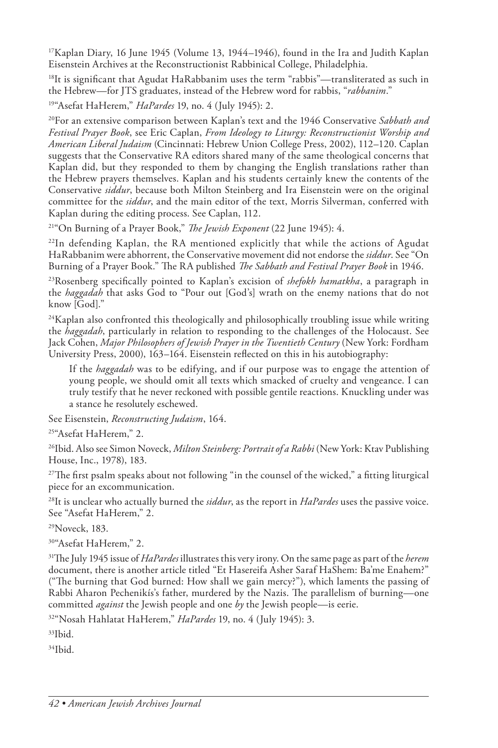[17]Kaplan Diary, 16 June 1945 (Volume 13, 1944–1946), found in the Ira and Judith Kaplan Eisenstein Archives at the Reconstructionist Rabbinical College, Philadelphia.

[18]It is significant that Agudat HaRabbanim uses the term "rabbis"—transliterated as such in the Hebrew—for JTS graduates, instead of the Hebrew word for rabbis, "*rabbanim*."

[19]"Asefat HaHerem," *HaPardes* 19, no. 4 (July 1945): 2.

[20]For an extensive comparison between Kaplan's text and the 1946 Conservative *Sabbath and Festival Prayer Book*, see Eric Caplan, *From Ideology to Liturgy: Reconstructionist Worship and American Liberal Judaism* (Cincinnati: Hebrew Union College Press, 2002), 112–120. Caplan suggests that the Conservative RA editors shared many of the same theological concerns that Kaplan did, but they responded to them by changing the English translations rather than the Hebrew prayers themselves. Kaplan and his students certainly knew the contents of the Conservative *siddur*, because both Milton Steinberg and Ira Eisenstein were on the original committee for the *siddur*, and the main editor of the text, Morris Silverman, conferred with Kaplan during the editing process. See Caplan, 112.

[21]"On Burning of a Prayer Book," *The Jewish Exponent* (22 June 1945): 4.

[22]In defending Kaplan, the RA mentioned explicitly that while the actions of Agudat HaRabbanim were abhorrent, the Conservative movement did not endorse the *siddur*. See "On Burning of a Prayer Book." The RA published *The Sabbath and Festival Prayer Book* in 1946.

[23]Rosenberg specifically pointed to Kaplan's excision of *shefokh hamatkha*, a paragraph in the *haggadah* that asks God to "Pour out [God's] wrath on the enemy nations that do not know [God]."

[24]Kaplan also confronted this theologically and philosophically troubling issue while writing the *haggadah*, particularly in relation to responding to the challenges of the Holocaust. See Jack Cohen, *Major Philosophers of Jewish Prayer in the Twentieth Century* (New York: Fordham University Press, 2000), 163–164. Eisenstein reflected on this in his autobiography:

> If the *haggadah* was to be edifying, and if our purpose was to engage the attention of young people, we should omit all texts which smacked of cruelty and vengeance. I can truly testify that he never reckoned with possible gentile reactions. Knuckling under was a stance he resolutely eschewed.

See Eisenstein, *Reconstructing Judaism*, 164.

[25]"Asefat HaHerem," 2.

[26]Ibid. Also see Simon Noveck, *Milton Steinberg: Portrait of a Rabbi* (New York: Ktav Publishing House, Inc., 1978), 183.

[27]The first psalm speaks about not following "in the counsel of the wicked," a fitting liturgical piece for an excommunication.

[28]It is unclear who actually burned the *siddur*, as the report in *HaPardes* uses the passive voice. See "Asefat HaHerem," 2.

[29]Noveck, 183.

[30]"Asefat HaHerem," 2.

[31]The July 1945 issue of *HaPardes* illustrates this very irony. On the same page as part of the *herem* document, there is another article titled "Et Hasereifa Asher Saraf HaShem: Ba'me Enahem?" ("The burning that God burned: How shall we gain mercy?"), which laments the passing of Rabbi Aharon Pechenikís's father, murdered by the Nazis. The parallelism of burning—one committed *against* the Jewish people and one *by* the Jewish people—is eerie.

[32]"Nosah Hahlatat HaHerem," *HaPardes* 19, no. 4 (July 1945): 3.

[33]Ibid.

[34]Ibid.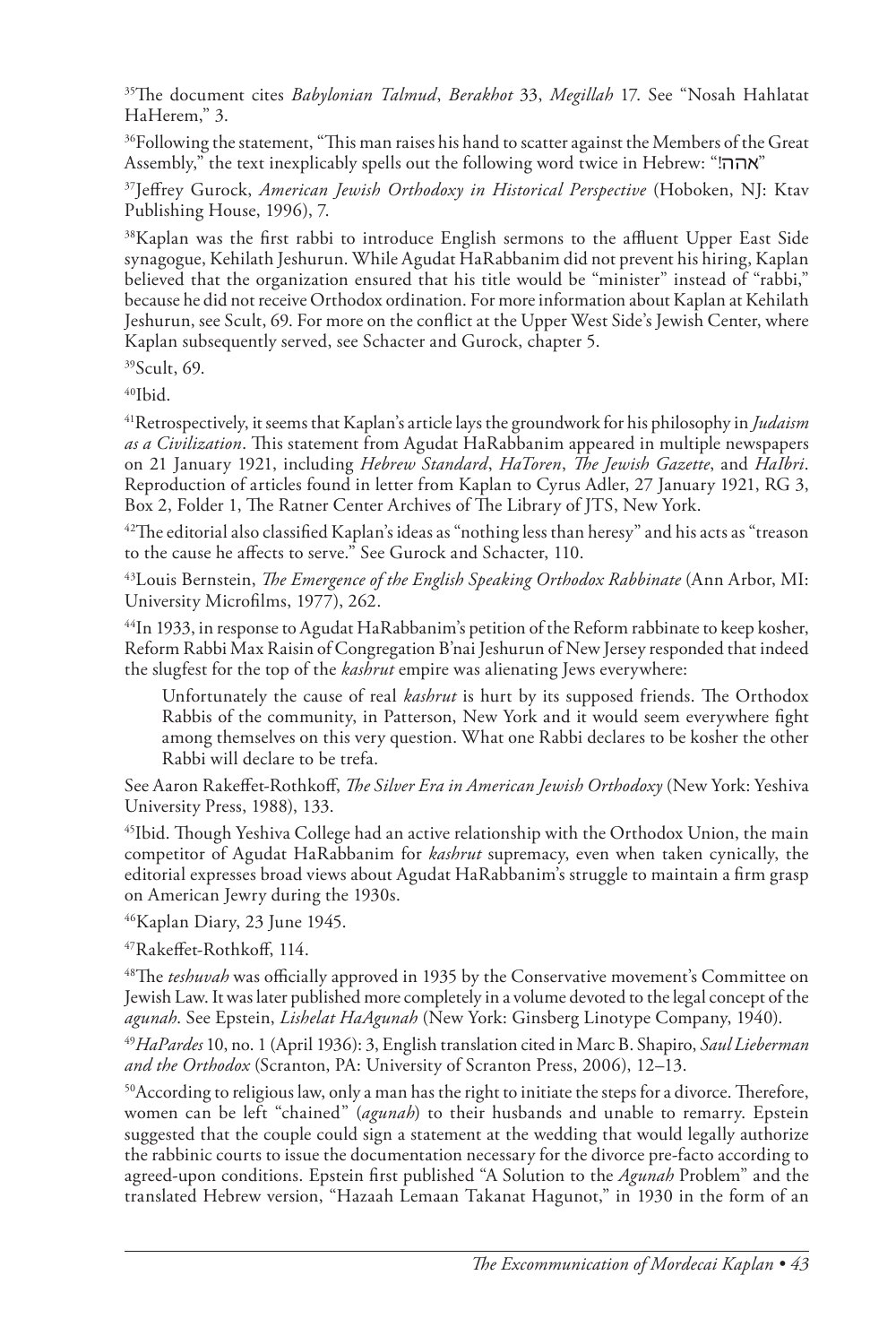[35]The document cites *Babylonian Talmud*, *Berakhot* 33, *Megillah* 17. See "Nosah Hahlatat HaHerem," 3.

[36]Following the statement, "This man raises his hand to scatter against the Members of the Great Assembly," the text inexplicably spells out the following word twice in Hebrew: "אהה!"

[37]Jeffrey Gurock, *American Jewish Orthodoxy in Historical Perspective* (Hoboken, NJ: Ktav Publishing House, 1996), 7.

[38]Kaplan was the first rabbi to introduce English sermons to the affluent Upper East Side synagogue, Kehilath Jeshurun. While Agudat HaRabbanim did not prevent his hiring, Kaplan believed that the organization ensured that his title would be "minister" instead of "rabbi," because he did not receive Orthodox ordination. For more information about Kaplan at Kehilath Jeshurun, see Scult, 69. For more on the conflict at the Upper West Side's Jewish Center, where Kaplan subsequently served, see Schacter and Gurock, chapter 5.

[39]Scult, 69.

[40]Ibid.

[41]Retrospectively, it seems that Kaplan's article lays the groundwork for his philosophy in *Judaism as a Civilization*. This statement from Agudat HaRabbanim appeared in multiple newspapers on 21 January 1921, including *Hebrew Standard*, *HaToren*, *The Jewish Gazette*, and *HaIbri*. Reproduction of articles found in letter from Kaplan to Cyrus Adler, 27 January 1921, RG 3, Box 2, Folder 1, The Ratner Center Archives of The Library of JTS, New York.

[42]The editorial also classified Kaplan's ideas as "nothing less than heresy" and his acts as "treason to the cause he affects to serve." See Gurock and Schacter, 110.

[43]Louis Bernstein, *The Emergence of the English Speaking Orthodox Rabbinate* (Ann Arbor, MI: University Microfilms, 1977), 262.

[44]In 1933, in response to Agudat HaRabbanim's petition of the Reform rabbinate to keep kosher, Reform Rabbi Max Raisin of Congregation B'nai Jeshurun of New Jersey responded that indeed the slugfest for the top of the *kashrut* empire was alienating Jews everywhere:

> Unfortunately the cause of real *kashrut* is hurt by its supposed friends. The Orthodox Rabbis of the community, in Patterson, New York and it would seem everywhere fight among themselves on this very question. What one Rabbi declares to be kosher the other Rabbi will declare to be trefa.

See Aaron Rakeffet-Rothkoff, *The Silver Era in American Jewish Orthodoxy* (New York: Yeshiva University Press, 1988), 133.

[45]Ibid. Though Yeshiva College had an active relationship with the Orthodox Union, the main competitor of Agudat HaRabbanim for *kashrut* supremacy, even when taken cynically, the editorial expresses broad views about Agudat HaRabbanim's struggle to maintain a firm grasp on American Jewry during the 1930s.

[46]Kaplan Diary, 23 June 1945.

[47]Rakeffet-Rothkoff, 114.

[48]The *teshuvah* was officially approved in 1935 by the Conservative movement's Committee on Jewish Law. It was later published more completely in a volume devoted to the legal concept of the *agunah*. See Epstein, *Lishelat HaAgunah* (New York: Ginsberg Linotype Company, 1940).

[49]*HaPardes* 10, no. 1 (April 1936): 3, English translation cited in Marc B. Shapiro, *Saul Lieberman and the Orthodox* (Scranton, PA: University of Scranton Press, 2006), 12–13.

[50]According to religious law, only a man has the right to initiate the steps for a divorce. Therefore, women can be left "chained" (*agunah*) to their husbands and unable to remarry. Epstein suggested that the couple could sign a statement at the wedding that would legally authorize the rabbinic courts to issue the documentation necessary for the divorce pre-facto according to agreed-upon conditions. Epstein first published "A Solution to the *Agunah* Problem" and the translated Hebrew version, "Hazaah Lemaan Takanat Hagunot," in 1930 in the form of an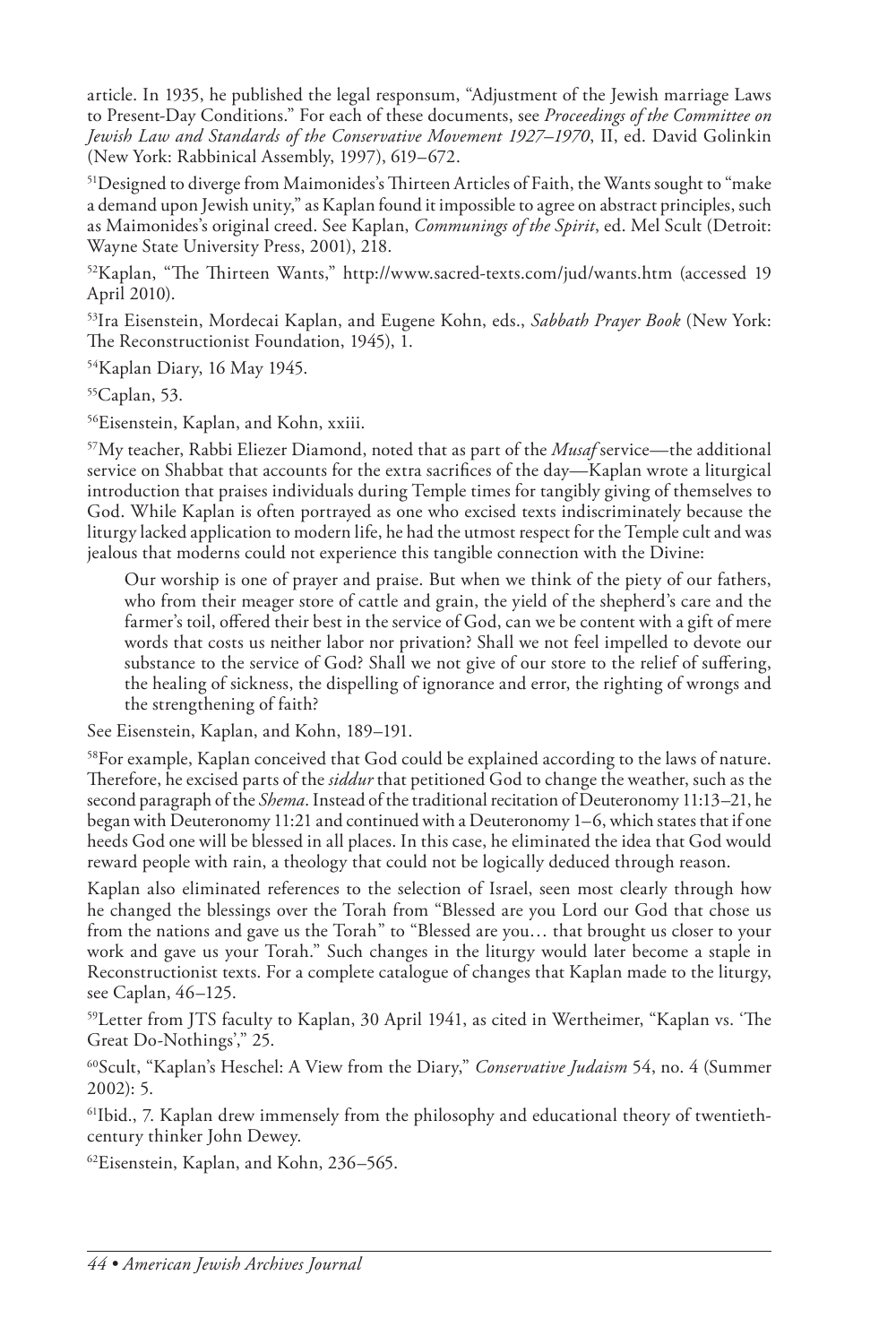article. In 1935, he published the legal responsum, "Adjustment of the Jewish marriage Laws to Present-Day Conditions." For each of these documents, see *Proceedings of the Committee on Jewish Law and Standards of the Conservative Movement 1927–1970*, II, ed. David Golinkin (New York: Rabbinical Assembly, 1997), 619–672.

[51]Designed to diverge from Maimonides's Thirteen Articles of Faith, the Wants sought to "make a demand upon Jewish unity," as Kaplan found it impossible to agree on abstract principles, such as Maimonides's original creed. See Kaplan, *Communings of the Spirit*, ed. Mel Scult (Detroit: Wayne State University Press, 2001), 218.

[52]Kaplan, "The Thirteen Wants," http://www.sacred-texts.com/jud/wants.htm (accessed 19 April 2010).

[53]Ira Eisenstein, Mordecai Kaplan, and Eugene Kohn, eds., *Sabbath Prayer Book* (New York: The Reconstructionist Foundation, 1945), 1.

[54]Kaplan Diary, 16 May 1945.

[55]Caplan, 53.

[56]Eisenstein, Kaplan, and Kohn, xxiii.

[57]My teacher, Rabbi Eliezer Diamond, noted that as part of the *Musaf* service—the additional service on Shabbat that accounts for the extra sacrifices of the day—Kaplan wrote a liturgical introduction that praises individuals during Temple times for tangibly giving of themselves to God. While Kaplan is often portrayed as one who excised texts indiscriminately because the liturgy lacked application to modern life, he had the utmost respect for the Temple cult and was jealous that moderns could not experience this tangible connection with the Divine:

> Our worship is one of prayer and praise. But when we think of the piety of our fathers, who from their meager store of cattle and grain, the yield of the shepherd's care and the farmer's toil, offered their best in the service of God, can we be content with a gift of mere words that costs us neither labor nor privation? Shall we not feel impelled to devote our substance to the service of God? Shall we not give of our store to the relief of suffering, the healing of sickness, the dispelling of ignorance and error, the righting of wrongs and the strengthening of faith?

See Eisenstein, Kaplan, and Kohn, 189–191.

[58]For example, Kaplan conceived that God could be explained according to the laws of nature. Therefore, he excised parts of the *siddur* that petitioned God to change the weather, such as the second paragraph of the *Shema*. Instead of the traditional recitation of Deuteronomy 11:13–21, he began with Deuteronomy 11:21 and continued with a Deuteronomy 1–6, which states that if one heeds God one will be blessed in all places. In this case, he eliminated the idea that God would reward people with rain, a theology that could not be logically deduced through reason.

Kaplan also eliminated references to the selection of Israel, seen most clearly through how he changed the blessings over the Torah from "Blessed are you Lord our God that chose us from the nations and gave us the Torah" to "Blessed are you… that brought us closer to your work and gave us your Torah." Such changes in the liturgy would later become a staple in Reconstructionist texts. For a complete catalogue of changes that Kaplan made to the liturgy, see Caplan, 46–125.

[59]Letter from JTS faculty to Kaplan, 30 April 1941, as cited in Wertheimer, "Kaplan vs. 'The Great Do-Nothings'," 25.

[60]Scult, "Kaplan's Heschel: A View from the Diary," *Conservative Judaism* 54, no. 4 (Summer 2002): 5.

[61]Ibid., 7. Kaplan drew immensely from the philosophy and educational theory of twentieth-century thinker John Dewey.

[62]Eisenstein, Kaplan, and Kohn, 236–565.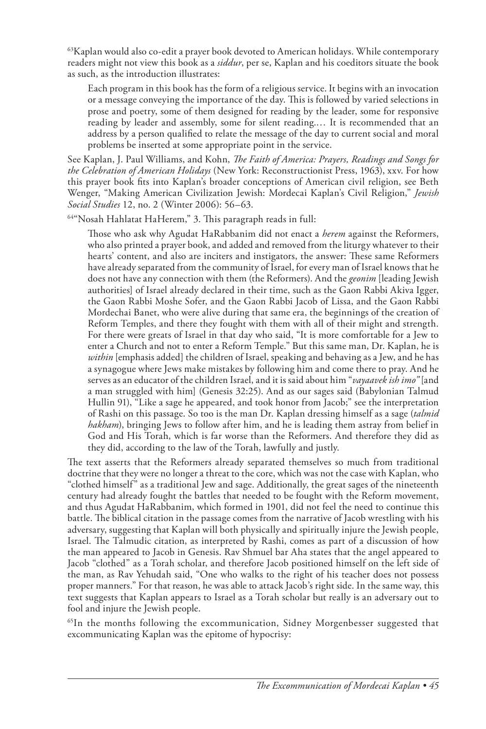[63]Kaplan would also co-edit a prayer book devoted to American holidays. While contemporary readers might not view this book as a *siddur*, per se, Kaplan and his coeditors situate the book as such, as the introduction illustrates:

> Each program in this book has the form of a religious service. It begins with an invocation or a message conveying the importance of the day. This is followed by varied selections in prose and poetry, some of them designed for reading by the leader, some for responsive reading by leader and assembly, some for silent reading.… It is recommended that an address by a person qualified to relate the message of the day to current social and moral problems be inserted at some appropriate point in the service.

See Kaplan, J. Paul Williams, and Kohn, *The Faith of America: Prayers, Readings and Songs for the Celebration of American Holidays* (New York: Reconstructionist Press, 1963), xxv. For how this prayer book fits into Kaplan's broader conceptions of American civil religion, see Beth Wenger, "Making American Civilization Jewish: Mordecai Kaplan's Civil Religion," *Jewish Social Studies* 12, no. 2 (Winter 2006): 56–63.

[64]"Nosah Hahlatat HaHerem," 3. This paragraph reads in full:

> Those who ask why Agudat HaRabbanim did not enact a *herem* against the Reformers, who also printed a prayer book, and added and removed from the liturgy whatever to their hearts' content, and also are inciters and instigators, the answer: These same Reformers have already separated from the community of Israel, for every man of Israel knows that he does not have any connection with them (the Reformers). And the *geonim* [leading Jewish authorities] of Israel already declared in their time, such as the Gaon Rabbi Akiva Igger, the Gaon Rabbi Moshe Sofer, and the Gaon Rabbi Jacob of Lissa, and the Gaon Rabbi Mordechai Banet, who were alive during that same era, the beginnings of the creation of Reform Temples, and there they fought with them with all of their might and strength. For there were greats of Israel in that day who said, "It is more comfortable for a Jew to enter a Church and not to enter a Reform Temple." But this same man, Dr. Kaplan, he is *within* [emphasis added] the children of Israel, speaking and behaving as a Jew, and he has a synagogue where Jews make mistakes by following him and come there to pray. And he serves as an educator of the children Israel, and it is said about him "*vayaavek ish imo"* [and a man struggled with him] (Genesis 32:25). And as our sages said (Babylonian Talmud Hullin 91), "Like a sage he appeared, and took honor from Jacob;" see the interpretation of Rashi on this passage. So too is the man Dr. Kaplan dressing himself as a sage (*talmid hakham*), bringing Jews to follow after him, and he is leading them astray from belief in God and His Torah, which is far worse than the Reformers. And therefore they did as they did, according to the law of the Torah, lawfully and justly.

The text asserts that the Reformers already separated themselves so much from traditional doctrine that they were no longer a threat to the core, which was not the case with Kaplan, who "clothed himself" as a traditional Jew and sage. Additionally, the great sages of the nineteenth century had already fought the battles that needed to be fought with the Reform movement, and thus Agudat HaRabbanim, which formed in 1901, did not feel the need to continue this battle. The biblical citation in the passage comes from the narrative of Jacob wrestling with his adversary, suggesting that Kaplan will both physically and spiritually injure the Jewish people, Israel. The Talmudic citation, as interpreted by Rashi, comes as part of a discussion of how the man appeared to Jacob in Genesis. Rav Shmuel bar Aha states that the angel appeared to Jacob "clothed" as a Torah scholar, and therefore Jacob positioned himself on the left side of the man, as Rav Yehudah said, "One who walks to the right of his teacher does not possess proper manners." For that reason, he was able to attack Jacob's right side. In the same way, this text suggests that Kaplan appears to Israel as a Torah scholar but really is an adversary out to fool and injure the Jewish people.

[65]In the months following the excommunication, Sidney Morgenbesser suggested that excommunicating Kaplan was the epitome of hypocrisy: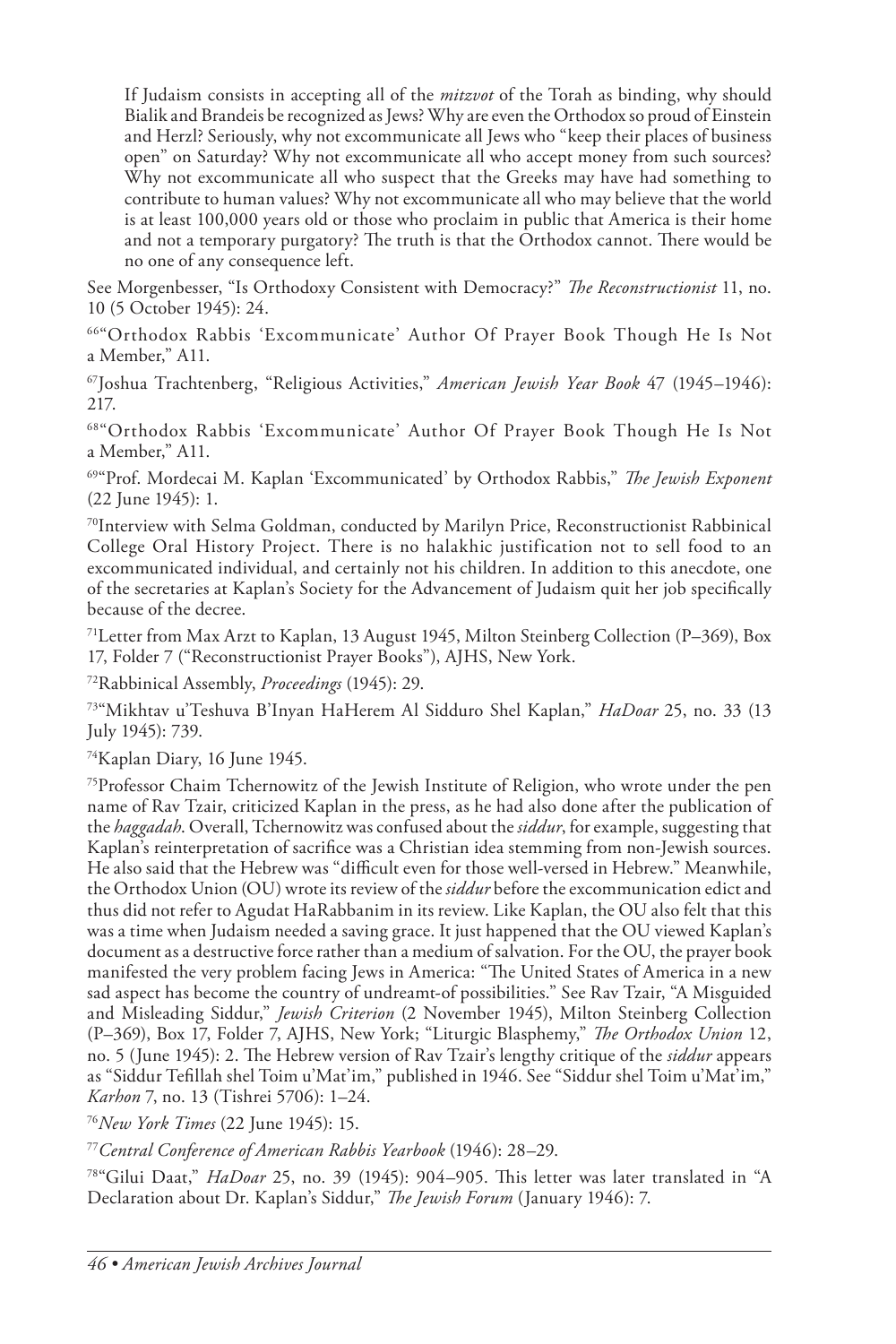> If Judaism consists in accepting all of the *mitzvot* of the Torah as binding, why should Bialik and Brandeis be recognized as Jews? Why are even the Orthodox so proud of Einstein and Herzl? Seriously, why not excommunicate all Jews who "keep their places of business open" on Saturday? Why not excommunicate all who accept money from such sources? Why not excommunicate all who suspect that the Greeks may have had something to contribute to human values? Why not excommunicate all who may believe that the world is at least 100,000 years old or those who proclaim in public that America is their home and not a temporary purgatory? The truth is that the Orthodox cannot. There would be no one of any consequence left.

See Morgenbesser, "Is Orthodoxy Consistent with Democracy?" *The Reconstructionist* 11, no. 10 (5 October 1945): 24.

[66]"Orthodox Rabbis 'Excommunicate' Author Of Prayer Book Though He Is Not a Member," A11.

[67]Joshua Trachtenberg, "Religious Activities," *American Jewish Year Book* 47 (1945–1946): 217.

[68]"Orthodox Rabbis 'Excommunicate' Author Of Prayer Book Though He Is Not a Member," A11.

[69]"Prof. Mordecai M. Kaplan 'Excommunicated' by Orthodox Rabbis," *The Jewish Exponent* (22 June 1945): 1.

[70]Interview with Selma Goldman, conducted by Marilyn Price, Reconstructionist Rabbinical College Oral History Project. There is no halakhic justification not to sell food to an excommunicated individual, and certainly not his children. In addition to this anecdote, one of the secretaries at Kaplan's Society for the Advancement of Judaism quit her job specifically because of the decree.

[71]Letter from Max Arzt to Kaplan, 13 August 1945, Milton Steinberg Collection (P–369), Box 17, Folder 7 ("Reconstructionist Prayer Books"), AJHS, New York.

[72]Rabbinical Assembly, *Proceedings* (1945): 29.

[73]"Mikhtav u'Teshuva B'Inyan HaHerem Al Sidduro Shel Kaplan," *HaDoar* 25, no. 33 (13 July 1945): 739.

[74]Kaplan Diary, 16 June 1945.

[75]Professor Chaim Tchernowitz of the Jewish Institute of Religion, who wrote under the pen name of Rav Tzair, criticized Kaplan in the press, as he had also done after the publication of the *haggadah*. Overall, Tchernowitz was confused about the *siddur*, for example, suggesting that Kaplan's reinterpretation of sacrifice was a Christian idea stemming from non-Jewish sources. He also said that the Hebrew was "difficult even for those well-versed in Hebrew." Meanwhile, the Orthodox Union (OU) wrote its review of the *siddur* before the excommunication edict and thus did not refer to Agudat HaRabbanim in its review. Like Kaplan, the OU also felt that this was a time when Judaism needed a saving grace. It just happened that the OU viewed Kaplan's document as a destructive force rather than a medium of salvation. For the OU, the prayer book manifested the very problem facing Jews in America: "The United States of America in a new sad aspect has become the country of undreamt-of possibilities." See Rav Tzair, "A Misguided and Misleading Siddur," *Jewish Criterion* (2 November 1945), Milton Steinberg Collection (P–369), Box 17, Folder 7, AJHS, New York; "Liturgic Blasphemy," *The Orthodox Union* 12, no. 5 (June 1945): 2. The Hebrew version of Rav Tzair's lengthy critique of the *siddur* appears as "Siddur Tefillah shel Toim u'Mat'im," published in 1946. See "Siddur shel Toim u'Mat'im," *Karhon* 7, no. 13 (Tishrei 5706): 1–24.

[76]*New York Times* (22 June 1945): 15.

[77]*Central Conference of American Rabbis Yearbook* (1946): 28–29.

[78]"Gilui Daat," *HaDoar* 25, no. 39 (1945): 904–905. This letter was later translated in "A Declaration about Dr. Kaplan's Siddur," *The Jewish Forum* (January 1946): 7.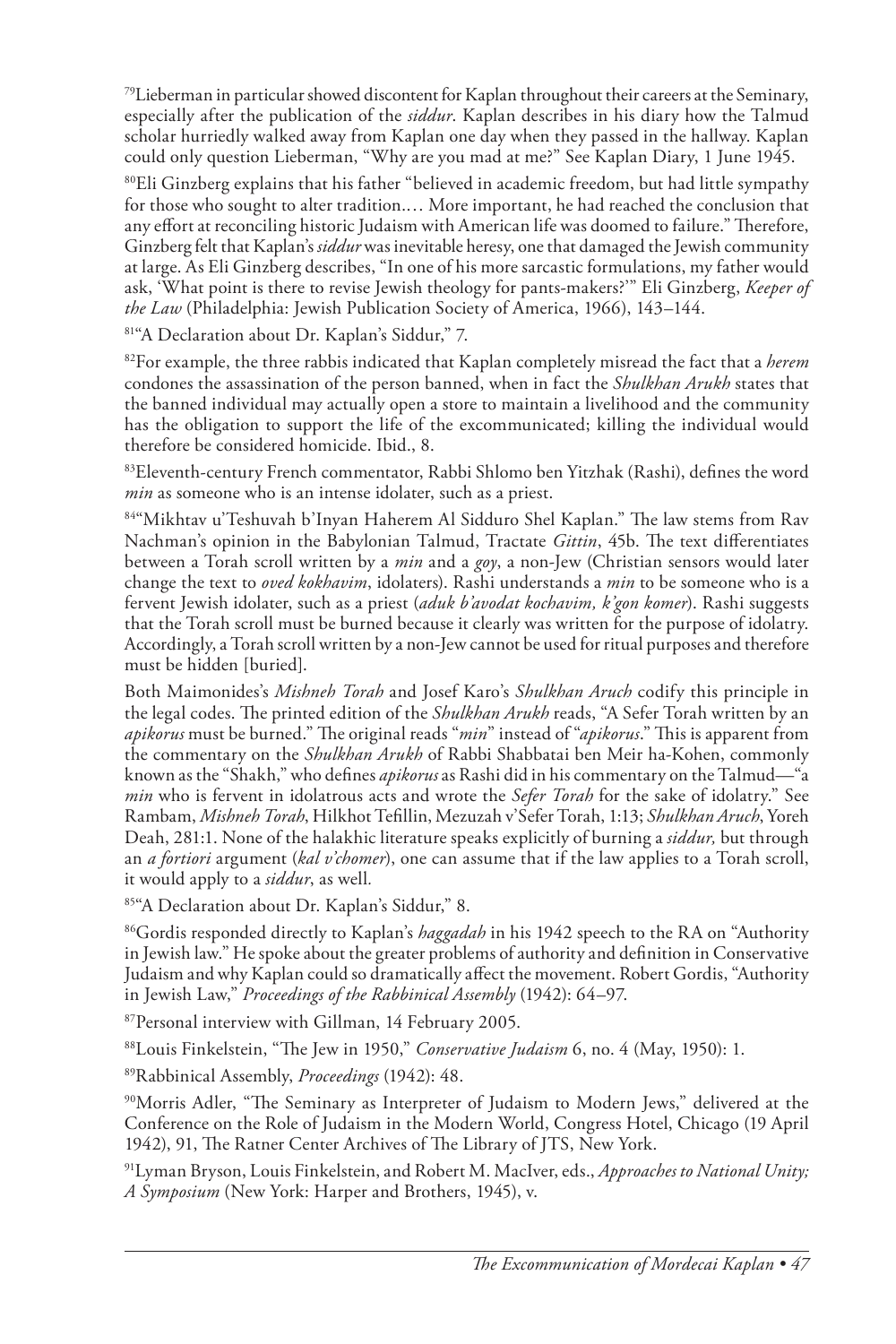[79]Lieberman in particular showed discontent for Kaplan throughout their careers at the Seminary, especially after the publication of the *siddur*. Kaplan describes in his diary how the Talmud scholar hurriedly walked away from Kaplan one day when they passed in the hallway. Kaplan could only question Lieberman, "Why are you mad at me?" See Kaplan Diary, 1 June 1945.

[80]Eli Ginzberg explains that his father "believed in academic freedom, but had little sympathy for those who sought to alter tradition.… More important, he had reached the conclusion that any effort at reconciling historic Judaism with American life was doomed to failure." Therefore, Ginzberg felt that Kaplan's *siddur* was inevitable heresy, one that damaged the Jewish community at large. As Eli Ginzberg describes, "In one of his more sarcastic formulations, my father would ask, 'What point is there to revise Jewish theology for pants-makers?'" Eli Ginzberg, *Keeper of the Law* (Philadelphia: Jewish Publication Society of America, 1966), 143–144.

[81]"A Declaration about Dr. Kaplan's Siddur," 7.

[82]For example, the three rabbis indicated that Kaplan completely misread the fact that a *herem* condones the assassination of the person banned, when in fact the *Shulkhan Arukh* states that the banned individual may actually open a store to maintain a livelihood and the community has the obligation to support the life of the excommunicated; killing the individual would therefore be considered homicide. Ibid., 8.

[83]Eleventh-century French commentator, Rabbi Shlomo ben Yitzhak (Rashi), defines the word *min* as someone who is an intense idolater, such as a priest.

[84]"Mikhtav u'Teshuvah b'Inyan Haherem Al Sidduro Shel Kaplan." The law stems from Rav Nachman's opinion in the Babylonian Talmud, Tractate *Gittin*, 45b. The text differentiates between a Torah scroll written by a *min* and a *goy*, a non-Jew (Christian sensors would later change the text to *oved kokhavim*, idolaters). Rashi understands a *min* to be someone who is a fervent Jewish idolater, such as a priest (*aduk b'avodat kochavim, k'gon komer*). Rashi suggests that the Torah scroll must be burned because it clearly was written for the purpose of idolatry. Accordingly, a Torah scroll written by a non-Jew cannot be used for ritual purposes and therefore must be hidden [buried].

Both Maimonides's *Mishneh Torah* and Josef Karo's *Shulkhan Aruch* codify this principle in the legal codes. The printed edition of the *Shulkhan Arukh* reads, "A Sefer Torah written by an *apikorus* must be burned." The original reads "*min*" instead of "*apikorus*." This is apparent from the commentary on the *Shulkhan Arukh* of Rabbi Shabbatai ben Meir ha-Kohen, commonly known as the "Shakh," who defines *apikorus* as Rashi did in his commentary on the Talmud—"a *min* who is fervent in idolatrous acts and wrote the *Sefer Torah* for the sake of idolatry." See Rambam, *Mishneh Torah*, Hilkhot Tefillin, Mezuzah v'Sefer Torah, 1:13; *Shulkhan Aruch*, Yoreh Deah, 281:1. None of the halakhic literature speaks explicitly of burning a *siddur,* but through an *a fortiori* argument (*kal v'chomer*), one can assume that if the law applies to a Torah scroll, it would apply to a *siddur*, as well.

[85]"A Declaration about Dr. Kaplan's Siddur," 8.

[86]Gordis responded directly to Kaplan's *haggadah* in his 1942 speech to the RA on "Authority in Jewish law." He spoke about the greater problems of authority and definition in Conservative Judaism and why Kaplan could so dramatically affect the movement. Robert Gordis, "Authority in Jewish Law," *Proceedings of the Rabbinical Assembly* (1942): 64–97.

[87]Personal interview with Gillman, 14 February 2005.

[88]Louis Finkelstein, "The Jew in 1950," *Conservative Judaism* 6, no. 4 (May, 1950): 1.

[89]Rabbinical Assembly, *Proceedings* (1942): 48.

[90]Morris Adler, "The Seminary as Interpreter of Judaism to Modern Jews," delivered at the Conference on the Role of Judaism in the Modern World, Congress Hotel, Chicago (19 April 1942), 91, The Ratner Center Archives of The Library of JTS, New York.

[91]Lyman Bryson, Louis Finkelstein, and Robert M. MacIver, eds., *Approaches to National Unity; A Symposium* (New York: Harper and Brothers, 1945), v.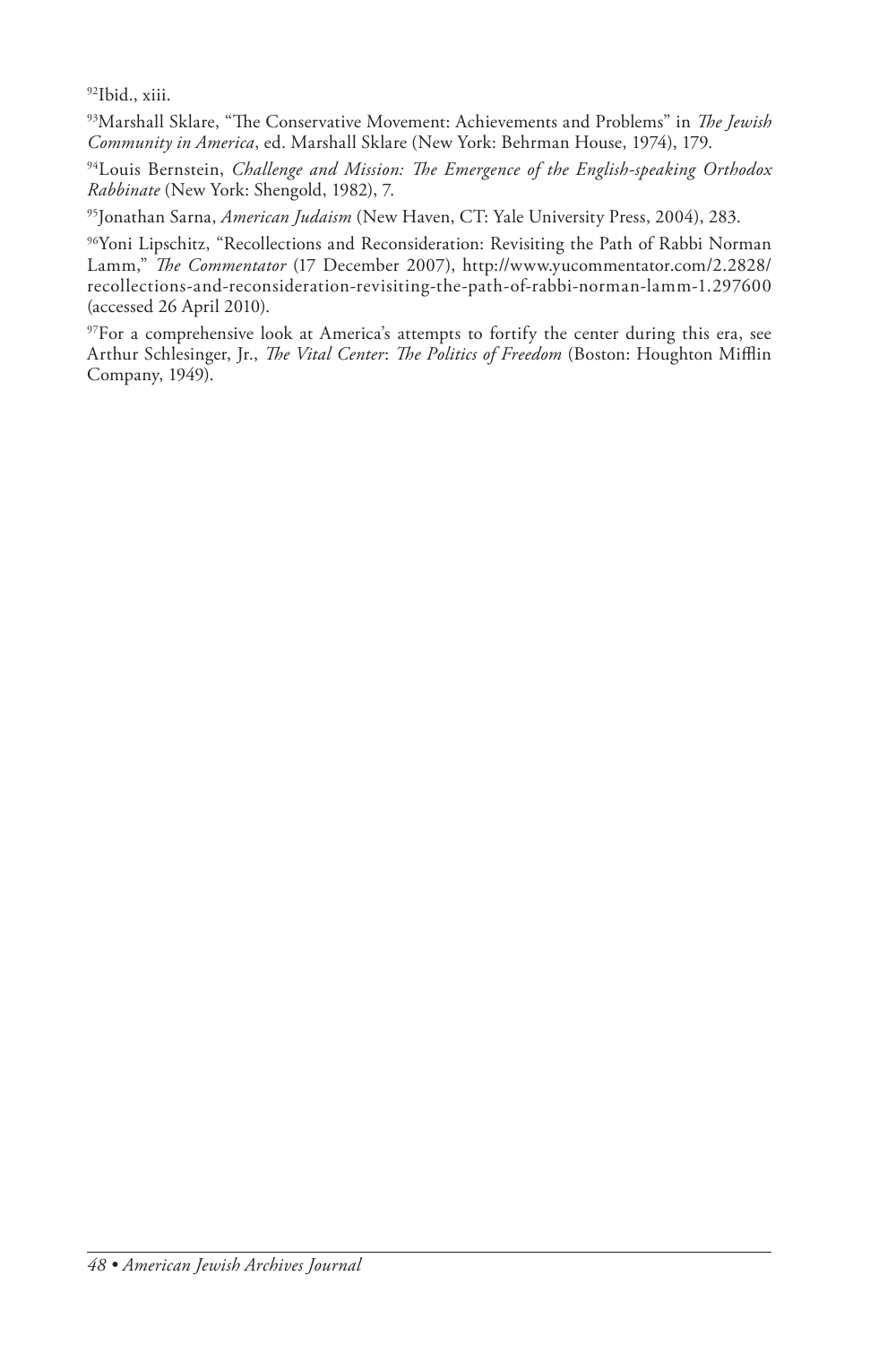[92]Ibid., xiii.

[93]Marshall Sklare, "The Conservative Movement: Achievements and Problems" in *The Jewish Community in America*, ed. Marshall Sklare (New York: Behrman House, 1974), 179.

[94]Louis Bernstein, *Challenge and Mission: The Emergence of the English-speaking Orthodox Rabbinate* (New York: Shengold, 1982), 7.

[95]Jonathan Sarna, *American Judaism* (New Haven, CT: Yale University Press, 2004), 283.

[96]Yoni Lipschitz, "Recollections and Reconsideration: Revisiting the Path of Rabbi Norman Lamm," *The Commentator* (17 December 2007), http://www.yucommentator.com/2.2828/recollections-and-reconsideration-revisiting-the-path-of-rabbi-norman-lamm-1.297600 (accessed 26 April 2010).

[97]For a comprehensive look at America's attempts to fortify the center during this era, see Arthur Schlesinger, Jr., *The Vital Center*: *The Politics of Freedom* (Boston: Houghton Mifflin Company, 1949).